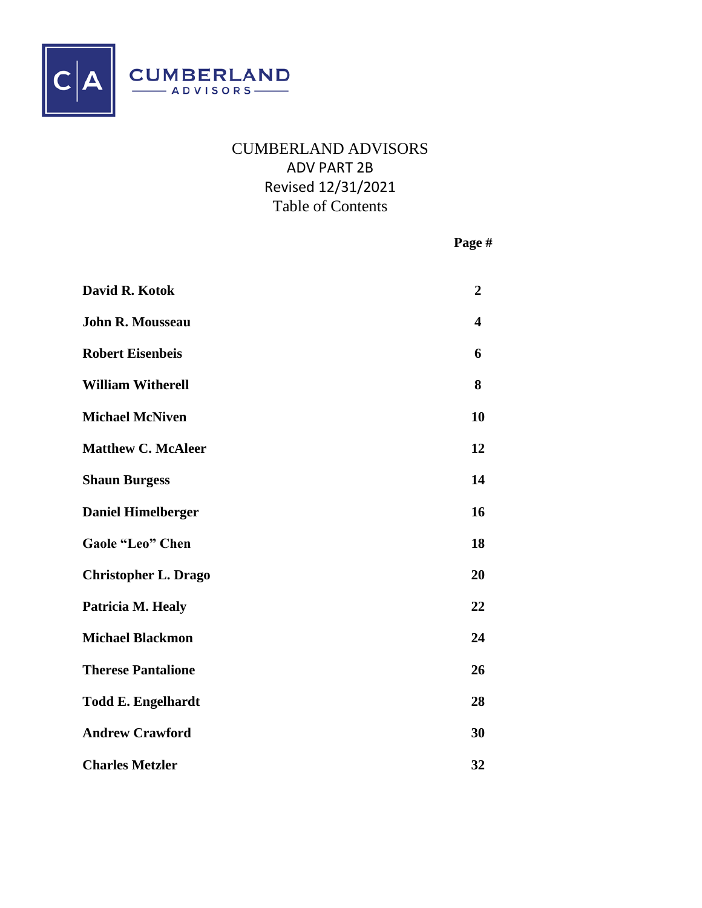CUMBERLAND ADVISORS

# CUMBERLAND ADVISORS
## ADV PART 2B
Revised 12/31/2021

Table of Contents

| | Page # |
|---|---|
| **David R. Kotok** | **2** |
| **John R. Mousseau** | **4** |
| **Robert Eisenbeis** | **6** |
| **William Witherell** | **8** |
| **Michael McNiven** | **10** |
| **Matthew C. McAleer** | **12** |
| **Shaun Burgess** | **14** |
| **Daniel Himelberger** | **16** |
| **Gaole "Leo" Chen** | **18** |
| **Christopher L. Drago** | **20** |
| **Patricia M. Healy** | **22** |
| **Michael Blackmon** | **24** |
| **Therese Pantalione** | **26** |
| **Todd E. Engelhardt** | **28** |
| **Andrew Crawford** | **30** |
| **Charles Metzler** | **32** |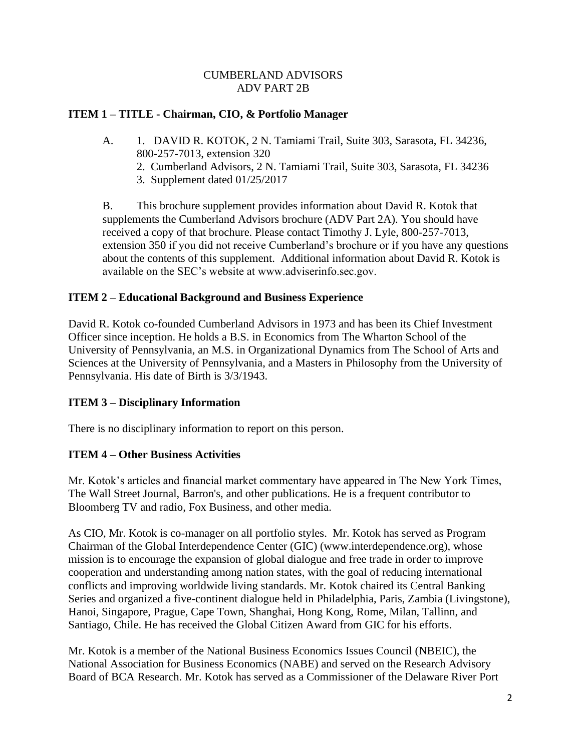CUMBERLAND ADVISORS
ADV PART 2B

## ITEM 1 – TITLE - Chairman, CIO, & Portfolio Manager

A.
1. DAVID R. KOTOK, 2 N. Tamiami Trail, Suite 303, Sarasota, FL 34236, 800-257-7013, extension 320
2. Cumberland Advisors, 2 N. Tamiami Trail, Suite 303, Sarasota, FL 34236
3. Supplement dated 01/25/2017

B. This brochure supplement provides information about David R. Kotok that supplements the Cumberland Advisors brochure (ADV Part 2A). You should have received a copy of that brochure. Please contact Timothy J. Lyle, 800-257-7013, extension 350 if you did not receive Cumberland's brochure or if you have any questions about the contents of this supplement. Additional information about David R. Kotok is available on the SEC's website at www.adviserinfo.sec.gov.

## ITEM 2 – Educational Background and Business Experience

David R. Kotok co-founded Cumberland Advisors in 1973 and has been its Chief Investment Officer since inception. He holds a B.S. in Economics from The Wharton School of the University of Pennsylvania, an M.S. in Organizational Dynamics from The School of Arts and Sciences at the University of Pennsylvania, and a Masters in Philosophy from the University of Pennsylvania. His date of Birth is 3/3/1943.

## ITEM 3 – Disciplinary Information

There is no disciplinary information to report on this person.

## ITEM 4 – Other Business Activities

Mr. Kotok's articles and financial market commentary have appeared in The New York Times, The Wall Street Journal, Barron's, and other publications. He is a frequent contributor to Bloomberg TV and radio, Fox Business, and other media.

As CIO, Mr. Kotok is co-manager on all portfolio styles. Mr. Kotok has served as Program Chairman of the Global Interdependence Center (GIC) (www.interdependence.org), whose mission is to encourage the expansion of global dialogue and free trade in order to improve cooperation and understanding among nation states, with the goal of reducing international conflicts and improving worldwide living standards. Mr. Kotok chaired its Central Banking Series and organized a five-continent dialogue held in Philadelphia, Paris, Zambia (Livingstone), Hanoi, Singapore, Prague, Cape Town, Shanghai, Hong Kong, Rome, Milan, Tallinn, and Santiago, Chile. He has received the Global Citizen Award from GIC for his efforts.

Mr. Kotok is a member of the National Business Economics Issues Council (NBEIC), the National Association for Business Economics (NABE) and served on the Research Advisory Board of BCA Research. Mr. Kotok has served as a Commissioner of the Delaware River Port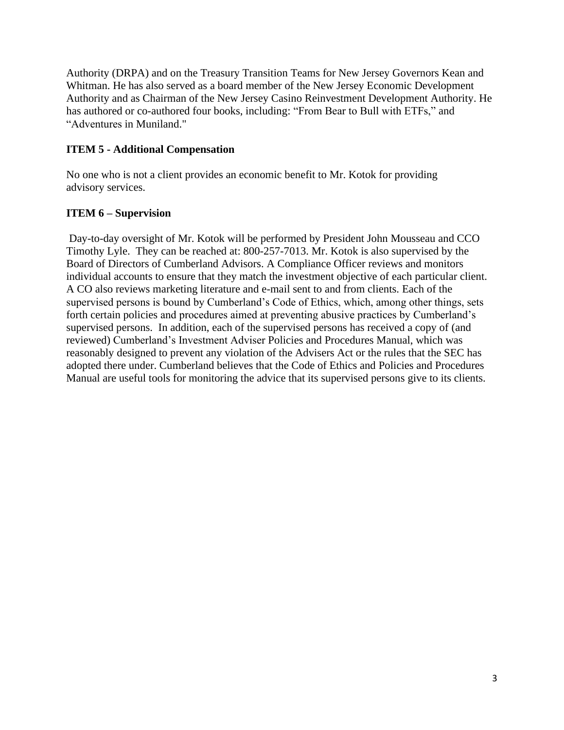Authority (DRPA) and on the Treasury Transition Teams for New Jersey Governors Kean and Whitman. He has also served as a board member of the New Jersey Economic Development Authority and as Chairman of the New Jersey Casino Reinvestment Development Authority. He has authored or co-authored four books, including: "From Bear to Bull with ETFs," and "Adventures in Muniland."

**ITEM 5 - Additional Compensation**

No one who is not a client provides an economic benefit to Mr. Kotok for providing advisory services.

**ITEM 6 – Supervision**

Day-to-day oversight of Mr. Kotok will be performed by President John Mousseau and CCO Timothy Lyle. They can be reached at: 800-257-7013. Mr. Kotok is also supervised by the Board of Directors of Cumberland Advisors. A Compliance Officer reviews and monitors individual accounts to ensure that they match the investment objective of each particular client. A CO also reviews marketing literature and e-mail sent to and from clients. Each of the supervised persons is bound by Cumberland's Code of Ethics, which, among other things, sets forth certain policies and procedures aimed at preventing abusive practices by Cumberland's supervised persons. In addition, each of the supervised persons has received a copy of (and reviewed) Cumberland's Investment Adviser Policies and Procedures Manual, which was reasonably designed to prevent any violation of the Advisers Act or the rules that the SEC has adopted there under. Cumberland believes that the Code of Ethics and Policies and Procedures Manual are useful tools for monitoring the advice that its supervised persons give to its clients.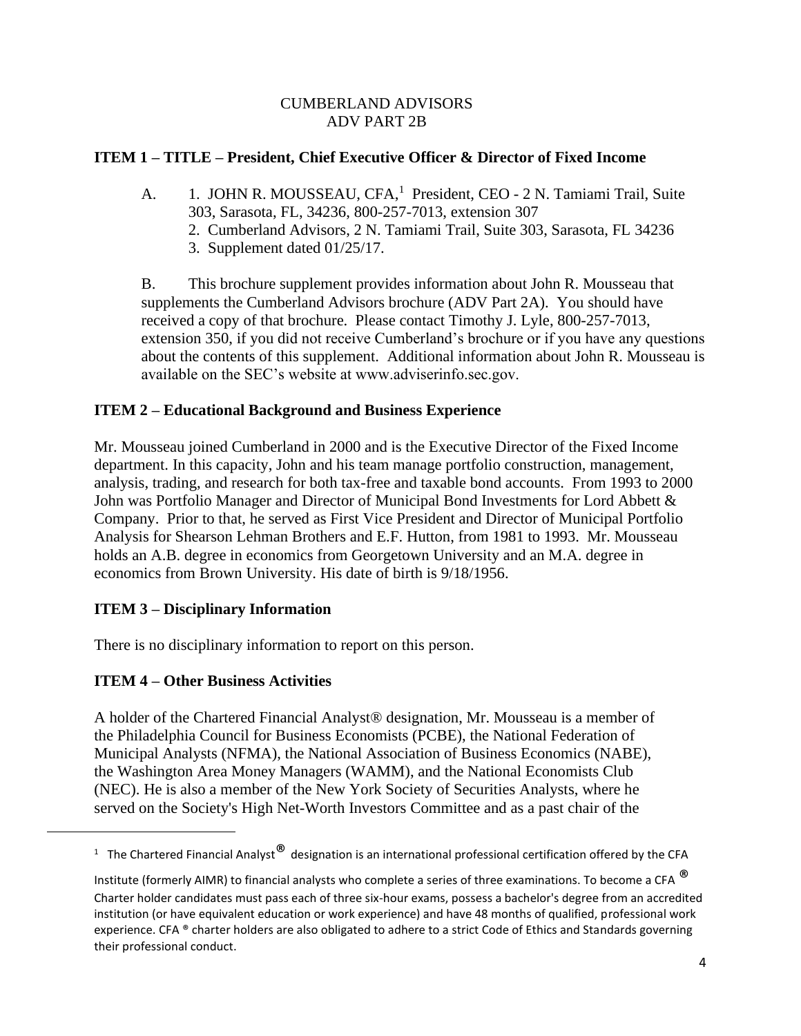CUMBERLAND ADVISORS
ADV PART 2B

## ITEM 1 – TITLE – President, Chief Executive Officer & Director of Fixed Income

A. 1. JOHN R. MOUSSEAU, CFA,[1] President, CEO - 2 N. Tamiami Trail, Suite 303, Sarasota, FL, 34236, 800-257-7013, extension 307
2. Cumberland Advisors, 2 N. Tamiami Trail, Suite 303, Sarasota, FL 34236
3. Supplement dated 01/25/17.

B. This brochure supplement provides information about John R. Mousseau that supplements the Cumberland Advisors brochure (ADV Part 2A). You should have received a copy of that brochure. Please contact Timothy J. Lyle, 800-257-7013, extension 350, if you did not receive Cumberland's brochure or if you have any questions about the contents of this supplement. Additional information about John R. Mousseau is available on the SEC's website at www.adviserinfo.sec.gov.

## ITEM 2 – Educational Background and Business Experience

Mr. Mousseau joined Cumberland in 2000 and is the Executive Director of the Fixed Income department. In this capacity, John and his team manage portfolio construction, management, analysis, trading, and research for both tax-free and taxable bond accounts. From 1993 to 2000 John was Portfolio Manager and Director of Municipal Bond Investments for Lord Abbett & Company. Prior to that, he served as First Vice President and Director of Municipal Portfolio Analysis for Shearson Lehman Brothers and E.F. Hutton, from 1981 to 1993. Mr. Mousseau holds an A.B. degree in economics from Georgetown University and an M.A. degree in economics from Brown University. His date of birth is 9/18/1956.

## ITEM 3 – Disciplinary Information

There is no disciplinary information to report on this person.

## ITEM 4 – Other Business Activities

A holder of the Chartered Financial Analyst® designation, Mr. Mousseau is a member of the Philadelphia Council for Business Economists (PCBE), the National Federation of Municipal Analysts (NFMA), the National Association of Business Economics (NABE), the Washington Area Money Managers (WAMM), and the National Economists Club (NEC). He is also a member of the New York Society of Securities Analysts, where he served on the Society's High Net-Worth Investors Committee and as a past chair of the

---

[1] The Chartered Financial Analyst® designation is an international professional certification offered by the CFA Institute (formerly AIMR) to financial analysts who complete a series of three examinations. To become a CFA ® Charter holder candidates must pass each of three six-hour exams, possess a bachelor's degree from an accredited institution (or have equivalent education or work experience) and have 48 months of qualified, professional work experience. CFA ® charter holders are also obligated to adhere to a strict Code of Ethics and Standards governing their professional conduct.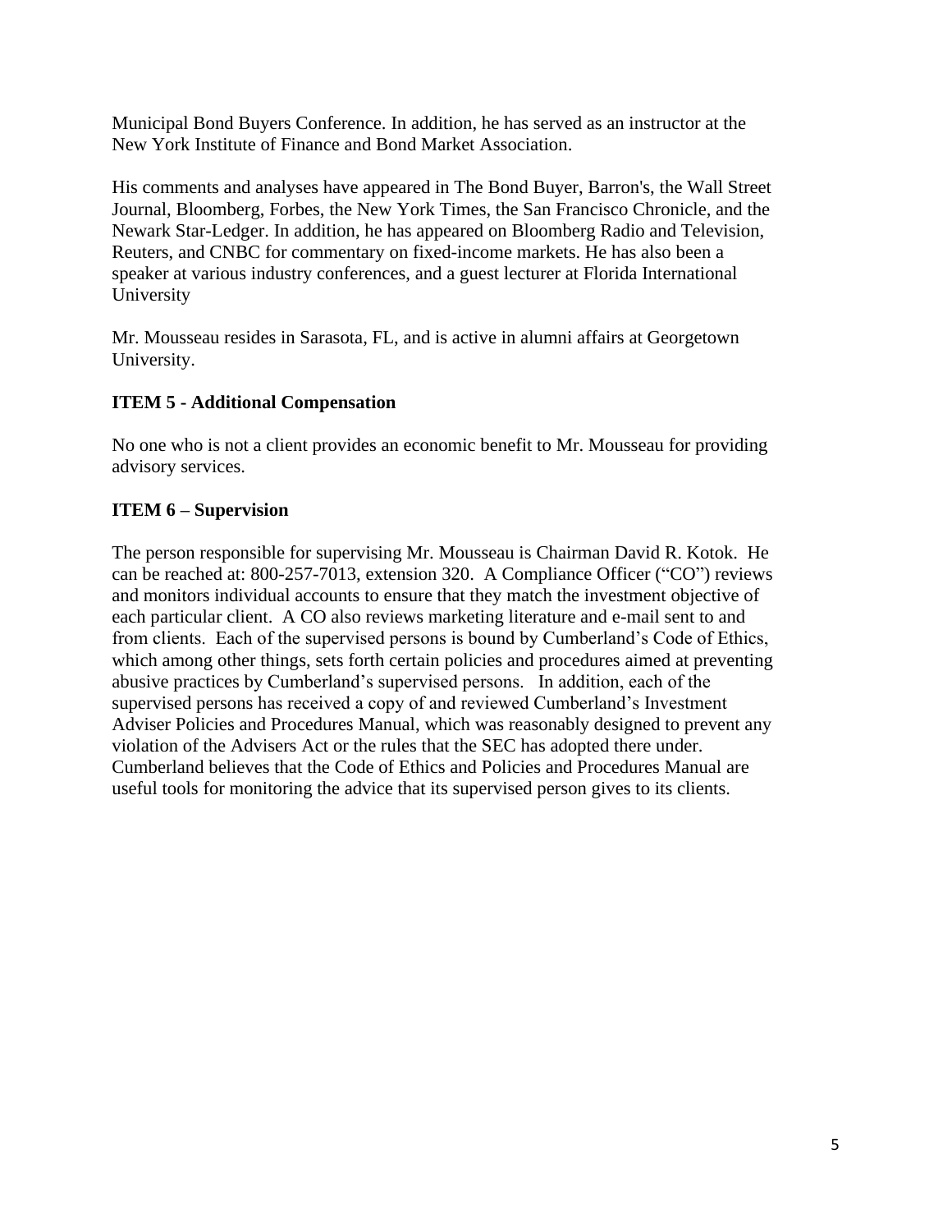Municipal Bond Buyers Conference. In addition, he has served as an instructor at the New York Institute of Finance and Bond Market Association.

His comments and analyses have appeared in The Bond Buyer, Barron's, the Wall Street Journal, Bloomberg, Forbes, the New York Times, the San Francisco Chronicle, and the Newark Star-Ledger. In addition, he has appeared on Bloomberg Radio and Television, Reuters, and CNBC for commentary on fixed-income markets. He has also been a speaker at various industry conferences, and a guest lecturer at Florida International University

Mr. Mousseau resides in Sarasota, FL, and is active in alumni affairs at Georgetown University.

**ITEM 5 - Additional Compensation**

No one who is not a client provides an economic benefit to Mr. Mousseau for providing advisory services.

**ITEM 6 – Supervision**

The person responsible for supervising Mr. Mousseau is Chairman David R. Kotok. He can be reached at: 800-257-7013, extension 320. A Compliance Officer ("CO") reviews and monitors individual accounts to ensure that they match the investment objective of each particular client. A CO also reviews marketing literature and e-mail sent to and from clients. Each of the supervised persons is bound by Cumberland's Code of Ethics, which among other things, sets forth certain policies and procedures aimed at preventing abusive practices by Cumberland's supervised persons. In addition, each of the supervised persons has received a copy of and reviewed Cumberland's Investment Adviser Policies and Procedures Manual, which was reasonably designed to prevent any violation of the Advisers Act or the rules that the SEC has adopted there under. Cumberland believes that the Code of Ethics and Policies and Procedures Manual are useful tools for monitoring the advice that its supervised person gives to its clients.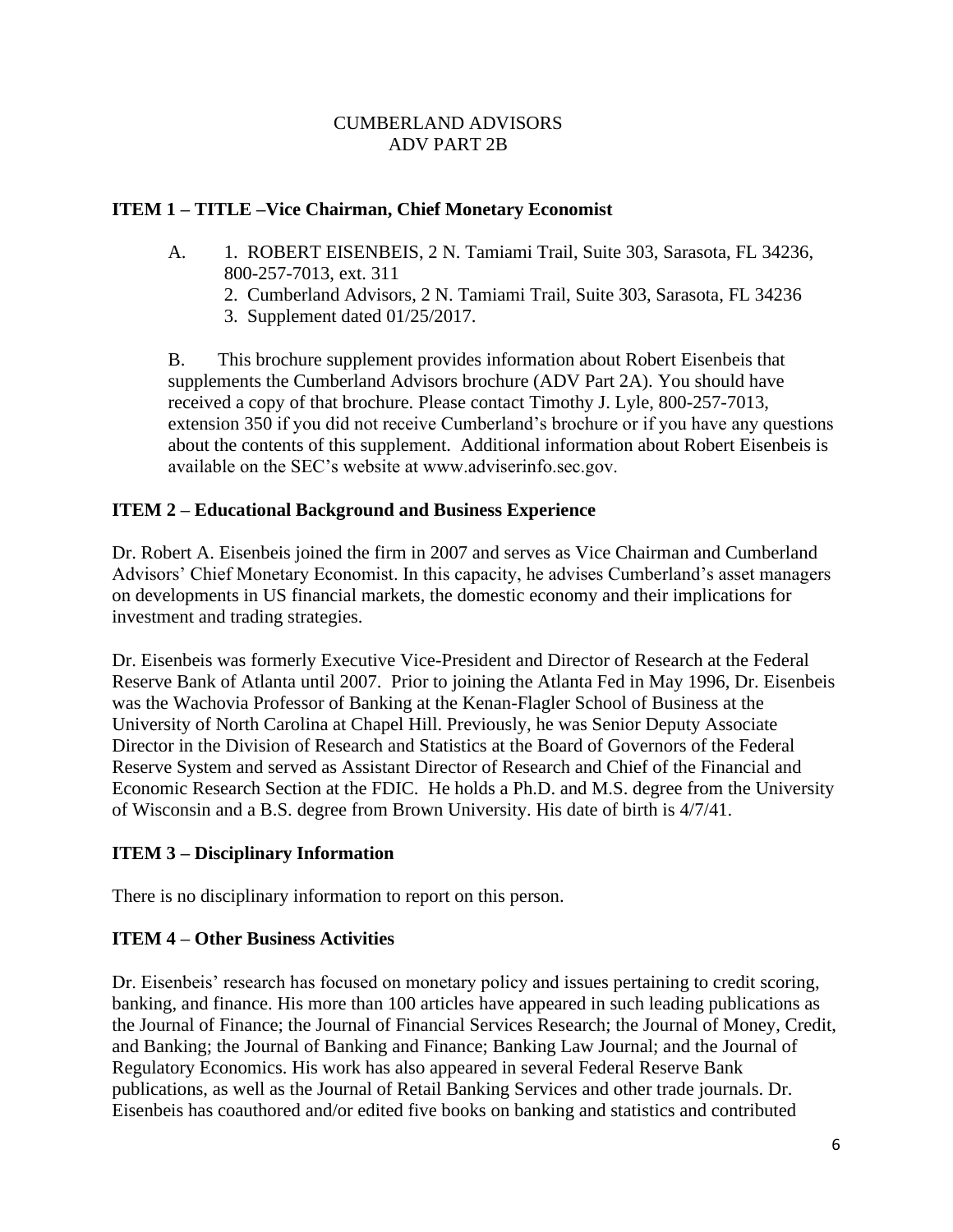CUMBERLAND ADVISORS
ADV PART 2B

## ITEM 1 – TITLE –Vice Chairman, Chief Monetary Economist

A. 1. ROBERT EISENBEIS, 2 N. Tamiami Trail, Suite 303, Sarasota, FL 34236, 800-257-7013, ext. 311
2. Cumberland Advisors, 2 N. Tamiami Trail, Suite 303, Sarasota, FL 34236
3. Supplement dated 01/25/2017.

B. This brochure supplement provides information about Robert Eisenbeis that supplements the Cumberland Advisors brochure (ADV Part 2A). You should have received a copy of that brochure. Please contact Timothy J. Lyle, 800-257-7013, extension 350 if you did not receive Cumberland's brochure or if you have any questions about the contents of this supplement. Additional information about Robert Eisenbeis is available on the SEC's website at www.adviserinfo.sec.gov.

## ITEM 2 – Educational Background and Business Experience

Dr. Robert A. Eisenbeis joined the firm in 2007 and serves as Vice Chairman and Cumberland Advisors' Chief Monetary Economist. In this capacity, he advises Cumberland's asset managers on developments in US financial markets, the domestic economy and their implications for investment and trading strategies.

Dr. Eisenbeis was formerly Executive Vice-President and Director of Research at the Federal Reserve Bank of Atlanta until 2007. Prior to joining the Atlanta Fed in May 1996, Dr. Eisenbeis was the Wachovia Professor of Banking at the Kenan-Flagler School of Business at the University of North Carolina at Chapel Hill. Previously, he was Senior Deputy Associate Director in the Division of Research and Statistics at the Board of Governors of the Federal Reserve System and served as Assistant Director of Research and Chief of the Financial and Economic Research Section at the FDIC. He holds a Ph.D. and M.S. degree from the University of Wisconsin and a B.S. degree from Brown University. His date of birth is 4/7/41.

## ITEM 3 – Disciplinary Information

There is no disciplinary information to report on this person.

## ITEM 4 – Other Business Activities

Dr. Eisenbeis' research has focused on monetary policy and issues pertaining to credit scoring, banking, and finance. His more than 100 articles have appeared in such leading publications as the Journal of Finance; the Journal of Financial Services Research; the Journal of Money, Credit, and Banking; the Journal of Banking and Finance; Banking Law Journal; and the Journal of Regulatory Economics. His work has also appeared in several Federal Reserve Bank publications, as well as the Journal of Retail Banking Services and other trade journals. Dr. Eisenbeis has coauthored and/or edited five books on banking and statistics and contributed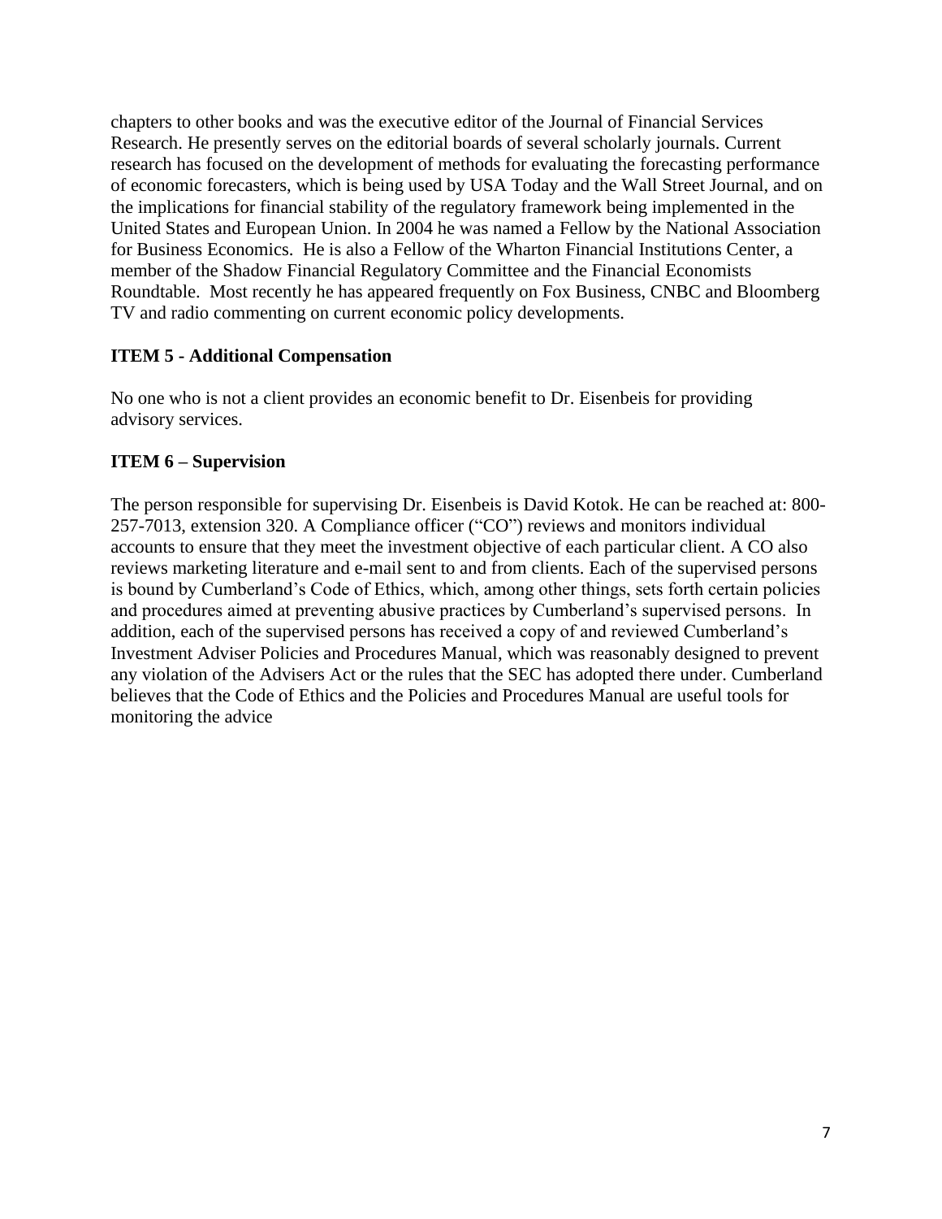chapters to other books and was the executive editor of the Journal of Financial Services Research. He presently serves on the editorial boards of several scholarly journals. Current research has focused on the development of methods for evaluating the forecasting performance of economic forecasters, which is being used by USA Today and the Wall Street Journal, and on the implications for financial stability of the regulatory framework being implemented in the United States and European Union. In 2004 he was named a Fellow by the National Association for Business Economics. He is also a Fellow of the Wharton Financial Institutions Center, a member of the Shadow Financial Regulatory Committee and the Financial Economists Roundtable. Most recently he has appeared frequently on Fox Business, CNBC and Bloomberg TV and radio commenting on current economic policy developments.

**ITEM 5 - Additional Compensation**

No one who is not a client provides an economic benefit to Dr. Eisenbeis for providing advisory services.

**ITEM 6 – Supervision**

The person responsible for supervising Dr. Eisenbeis is David Kotok. He can be reached at: 800-257-7013, extension 320. A Compliance officer ("CO") reviews and monitors individual accounts to ensure that they meet the investment objective of each particular client. A CO also reviews marketing literature and e-mail sent to and from clients. Each of the supervised persons is bound by Cumberland's Code of Ethics, which, among other things, sets forth certain policies and procedures aimed at preventing abusive practices by Cumberland's supervised persons. In addition, each of the supervised persons has received a copy of and reviewed Cumberland's Investment Adviser Policies and Procedures Manual, which was reasonably designed to prevent any violation of the Advisers Act or the rules that the SEC has adopted there under. Cumberland believes that the Code of Ethics and the Policies and Procedures Manual are useful tools for monitoring the advice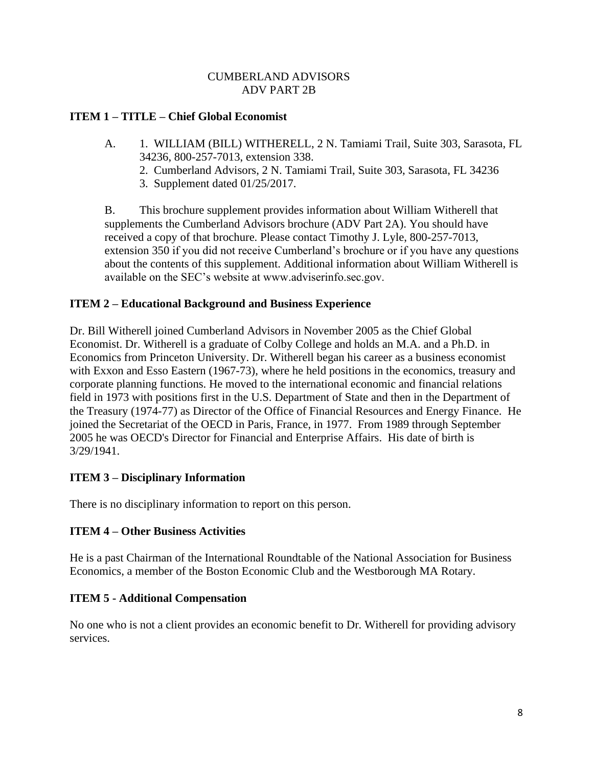CUMBERLAND ADVISORS
ADV PART 2B

## ITEM 1 – TITLE – Chief Global Economist

A. 1. WILLIAM (BILL) WITHERELL, 2 N. Tamiami Trail, Suite 303, Sarasota, FL 34236, 800-257-7013, extension 338.
   2. Cumberland Advisors, 2 N. Tamiami Trail, Suite 303, Sarasota, FL 34236
   3. Supplement dated 01/25/2017.

B. This brochure supplement provides information about William Witherell that supplements the Cumberland Advisors brochure (ADV Part 2A). You should have received a copy of that brochure. Please contact Timothy J. Lyle, 800-257-7013, extension 350 if you did not receive Cumberland's brochure or if you have any questions about the contents of this supplement. Additional information about William Witherell is available on the SEC's website at www.adviserinfo.sec.gov.

## ITEM 2 – Educational Background and Business Experience

Dr. Bill Witherell joined Cumberland Advisors in November 2005 as the Chief Global Economist. Dr. Witherell is a graduate of Colby College and holds an M.A. and a Ph.D. in Economics from Princeton University. Dr. Witherell began his career as a business economist with Exxon and Esso Eastern (1967-73), where he held positions in the economics, treasury and corporate planning functions. He moved to the international economic and financial relations field in 1973 with positions first in the U.S. Department of State and then in the Department of the Treasury (1974-77) as Director of the Office of Financial Resources and Energy Finance. He joined the Secretariat of the OECD in Paris, France, in 1977. From 1989 through September 2005 he was OECD's Director for Financial and Enterprise Affairs. His date of birth is 3/29/1941.

## ITEM 3 – Disciplinary Information

There is no disciplinary information to report on this person.

## ITEM 4 – Other Business Activities

He is a past Chairman of the International Roundtable of the National Association for Business Economics, a member of the Boston Economic Club and the Westborough MA Rotary.

## ITEM 5 - Additional Compensation

No one who is not a client provides an economic benefit to Dr. Witherell for providing advisory services.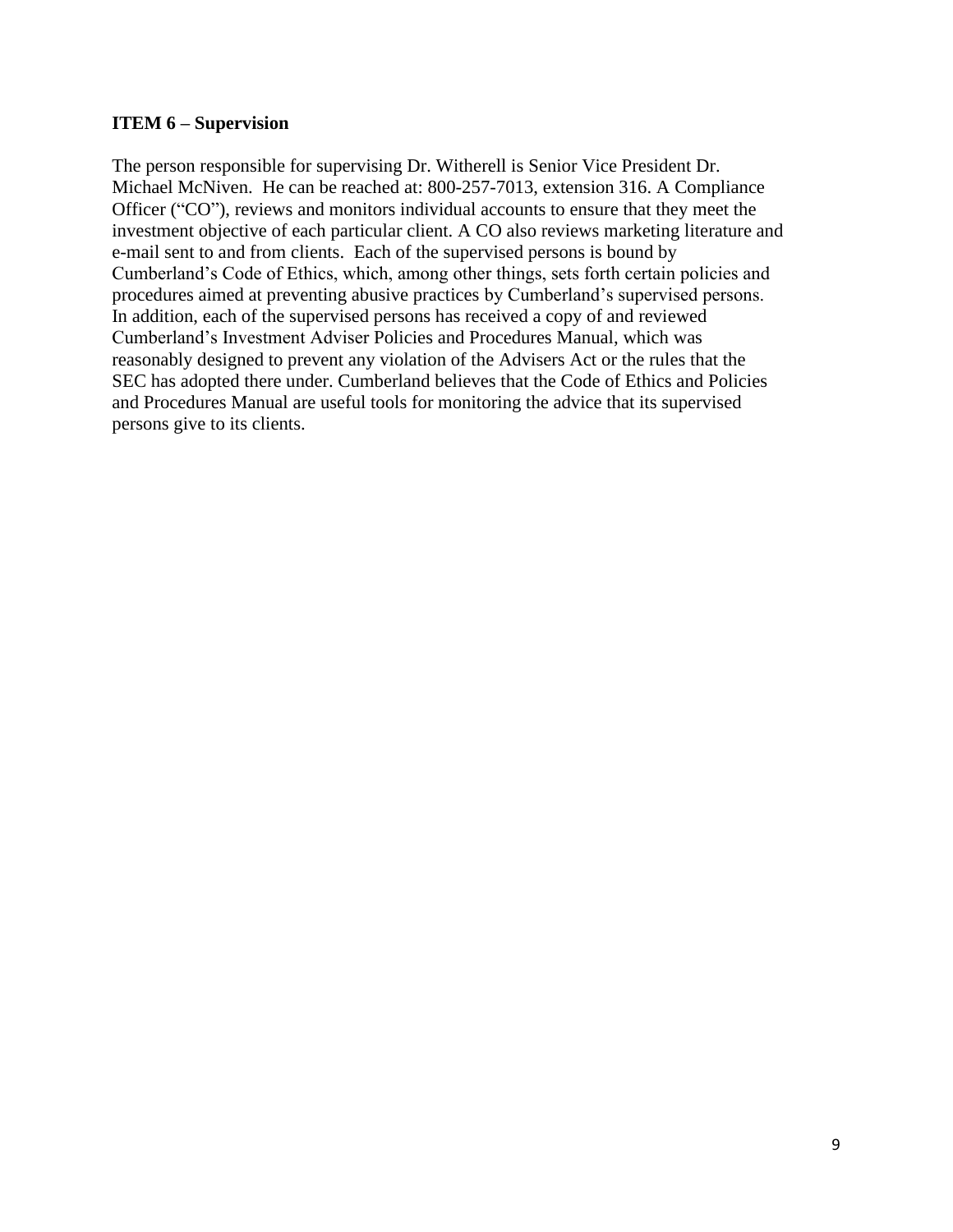**ITEM 6 – Supervision**

The person responsible for supervising Dr. Witherell is Senior Vice President Dr. Michael McNiven. He can be reached at: 800-257-7013, extension 316. A Compliance Officer ("CO"), reviews and monitors individual accounts to ensure that they meet the investment objective of each particular client. A CO also reviews marketing literature and e-mail sent to and from clients. Each of the supervised persons is bound by Cumberland's Code of Ethics, which, among other things, sets forth certain policies and procedures aimed at preventing abusive practices by Cumberland's supervised persons. In addition, each of the supervised persons has received a copy of and reviewed Cumberland's Investment Adviser Policies and Procedures Manual, which was reasonably designed to prevent any violation of the Advisers Act or the rules that the SEC has adopted there under. Cumberland believes that the Code of Ethics and Policies and Procedures Manual are useful tools for monitoring the advice that its supervised persons give to its clients.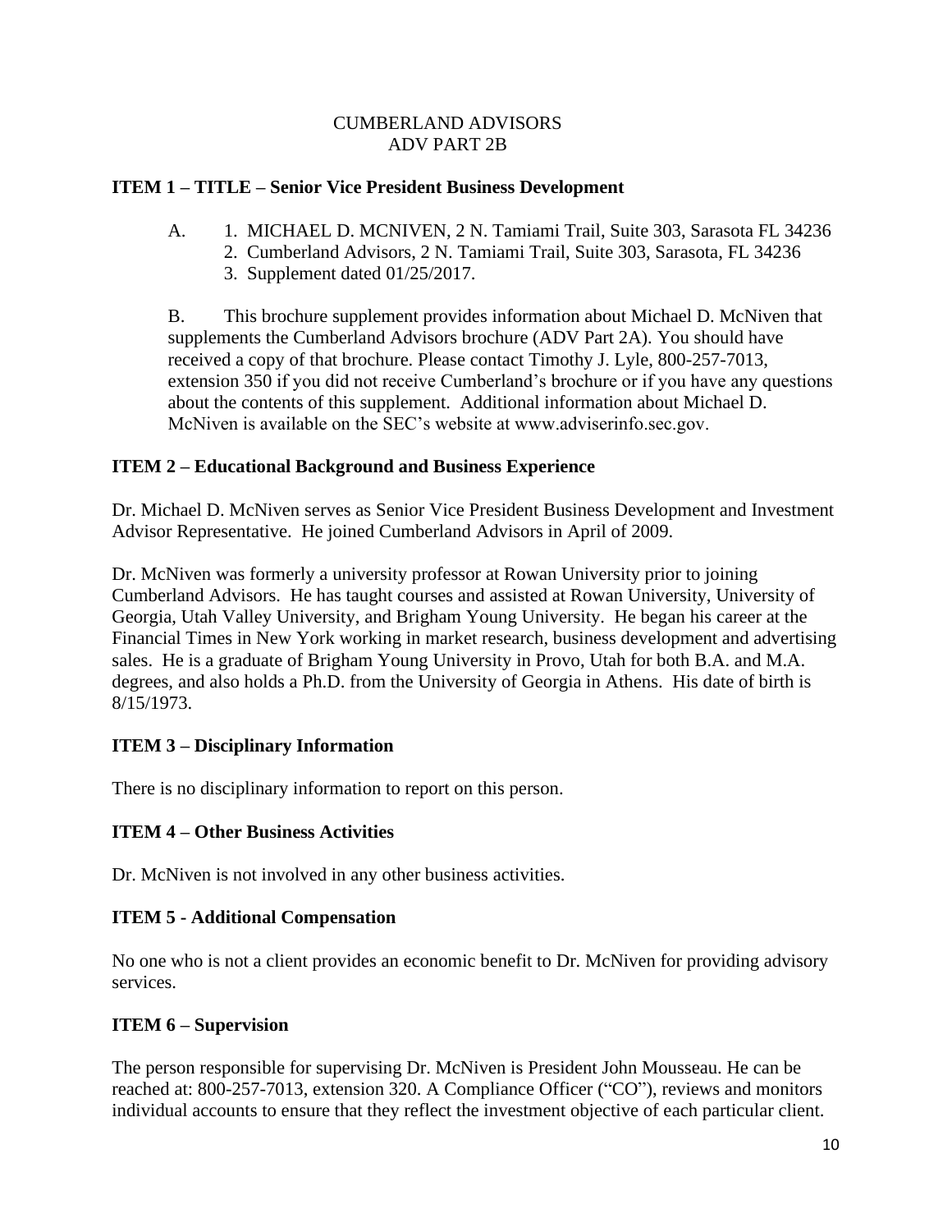CUMBERLAND ADVISORS
ADV PART 2B

**ITEM 1 – TITLE – Senior Vice President Business Development**

A. 
1. MICHAEL D. MCNIVEN, 2 N. Tamiami Trail, Suite 303, Sarasota FL 34236
2. Cumberland Advisors, 2 N. Tamiami Trail, Suite 303, Sarasota, FL 34236
3. Supplement dated 01/25/2017.

B. This brochure supplement provides information about Michael D. McNiven that supplements the Cumberland Advisors brochure (ADV Part 2A). You should have received a copy of that brochure. Please contact Timothy J. Lyle, 800-257-7013, extension 350 if you did not receive Cumberland's brochure or if you have any questions about the contents of this supplement. Additional information about Michael D. McNiven is available on the SEC's website at www.adviserinfo.sec.gov.

**ITEM 2 – Educational Background and Business Experience**

Dr. Michael D. McNiven serves as Senior Vice President Business Development and Investment Advisor Representative. He joined Cumberland Advisors in April of 2009.

Dr. McNiven was formerly a university professor at Rowan University prior to joining Cumberland Advisors. He has taught courses and assisted at Rowan University, University of Georgia, Utah Valley University, and Brigham Young University. He began his career at the Financial Times in New York working in market research, business development and advertising sales. He is a graduate of Brigham Young University in Provo, Utah for both B.A. and M.A. degrees, and also holds a Ph.D. from the University of Georgia in Athens. His date of birth is 8/15/1973.

**ITEM 3 – Disciplinary Information**

There is no disciplinary information to report on this person.

**ITEM 4 – Other Business Activities**

Dr. McNiven is not involved in any other business activities.

**ITEM 5 - Additional Compensation**

No one who is not a client provides an economic benefit to Dr. McNiven for providing advisory services.

**ITEM 6 – Supervision**

The person responsible for supervising Dr. McNiven is President John Mousseau. He can be reached at: 800-257-7013, extension 320. A Compliance Officer ("CO"), reviews and monitors individual accounts to ensure that they reflect the investment objective of each particular client.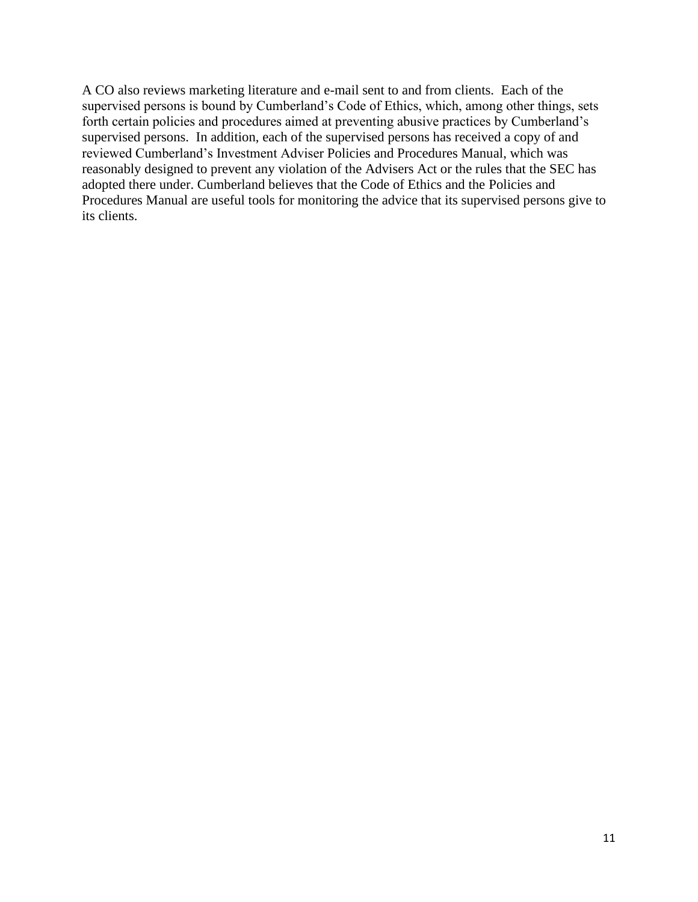A CO also reviews marketing literature and e-mail sent to and from clients. Each of the supervised persons is bound by Cumberland's Code of Ethics, which, among other things, sets forth certain policies and procedures aimed at preventing abusive practices by Cumberland's supervised persons. In addition, each of the supervised persons has received a copy of and reviewed Cumberland's Investment Adviser Policies and Procedures Manual, which was reasonably designed to prevent any violation of the Advisers Act or the rules that the SEC has adopted there under. Cumberland believes that the Code of Ethics and the Policies and Procedures Manual are useful tools for monitoring the advice that its supervised persons give to its clients.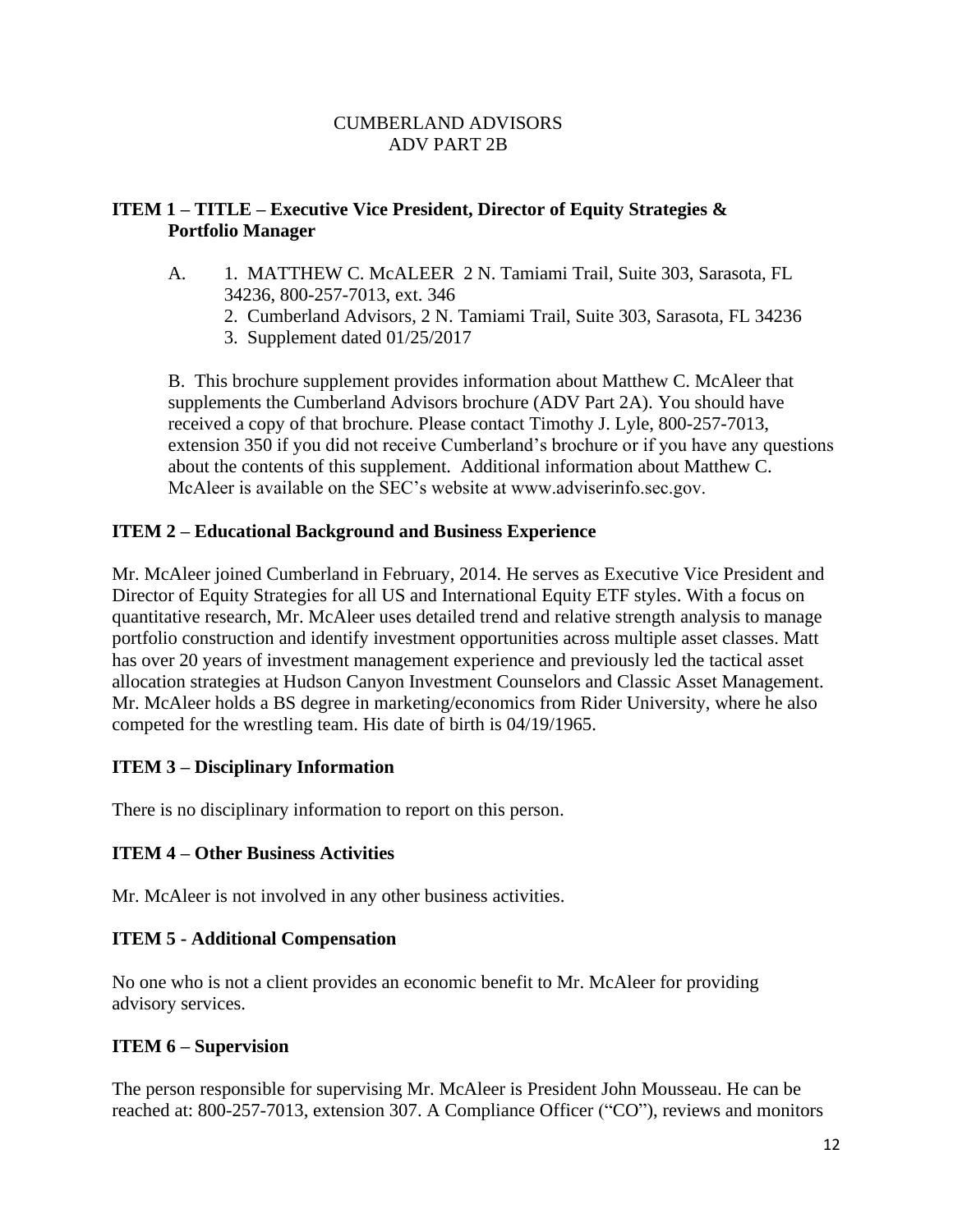# CUMBERLAND ADVISORS
# ADV PART 2B

## ITEM 1 – TITLE – Executive Vice President, Director of Equity Strategies & Portfolio Manager

A.
1. MATTHEW C. McALEER 2 N. Tamiami Trail, Suite 303, Sarasota, FL 34236, 800-257-7013, ext. 346
2. Cumberland Advisors, 2 N. Tamiami Trail, Suite 303, Sarasota, FL 34236
3. Supplement dated 01/25/2017

B. This brochure supplement provides information about Matthew C. McAleer that supplements the Cumberland Advisors brochure (ADV Part 2A). You should have received a copy of that brochure. Please contact Timothy J. Lyle, 800-257-7013, extension 350 if you did not receive Cumberland's brochure or if you have any questions about the contents of this supplement. Additional information about Matthew C. McAleer is available on the SEC's website at www.adviserinfo.sec.gov.

## ITEM 2 – Educational Background and Business Experience

Mr. McAleer joined Cumberland in February, 2014. He serves as Executive Vice President and Director of Equity Strategies for all US and International Equity ETF styles. With a focus on quantitative research, Mr. McAleer uses detailed trend and relative strength analysis to manage portfolio construction and identify investment opportunities across multiple asset classes. Matt has over 20 years of investment management experience and previously led the tactical asset allocation strategies at Hudson Canyon Investment Counselors and Classic Asset Management. Mr. McAleer holds a BS degree in marketing/economics from Rider University, where he also competed for the wrestling team. His date of birth is 04/19/1965.

## ITEM 3 – Disciplinary Information

There is no disciplinary information to report on this person.

## ITEM 4 – Other Business Activities

Mr. McAleer is not involved in any other business activities.

## ITEM 5 - Additional Compensation

No one who is not a client provides an economic benefit to Mr. McAleer for providing advisory services.

## ITEM 6 – Supervision

The person responsible for supervising Mr. McAleer is President John Mousseau. He can be reached at: 800-257-7013, extension 307. A Compliance Officer ("CO"), reviews and monitors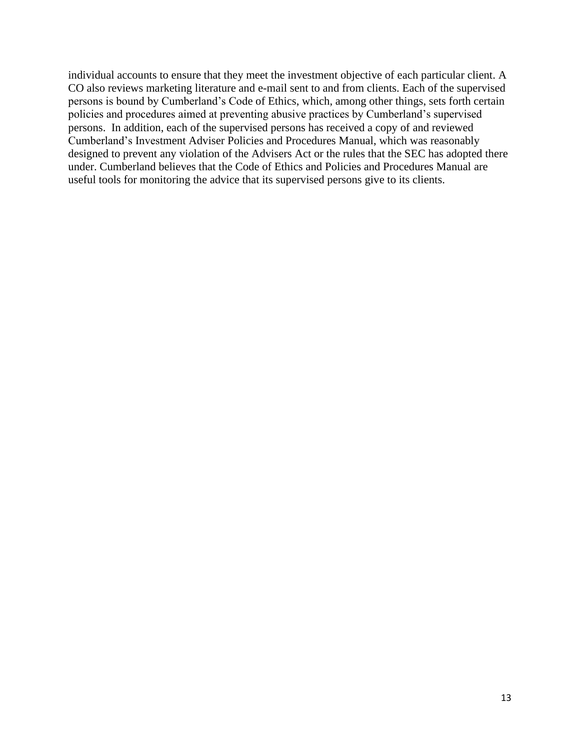individual accounts to ensure that they meet the investment objective of each particular client. A CO also reviews marketing literature and e-mail sent to and from clients. Each of the supervised persons is bound by Cumberland's Code of Ethics, which, among other things, sets forth certain policies and procedures aimed at preventing abusive practices by Cumberland's supervised persons. In addition, each of the supervised persons has received a copy of and reviewed Cumberland's Investment Adviser Policies and Procedures Manual, which was reasonably designed to prevent any violation of the Advisers Act or the rules that the SEC has adopted there under. Cumberland believes that the Code of Ethics and Policies and Procedures Manual are useful tools for monitoring the advice that its supervised persons give to its clients.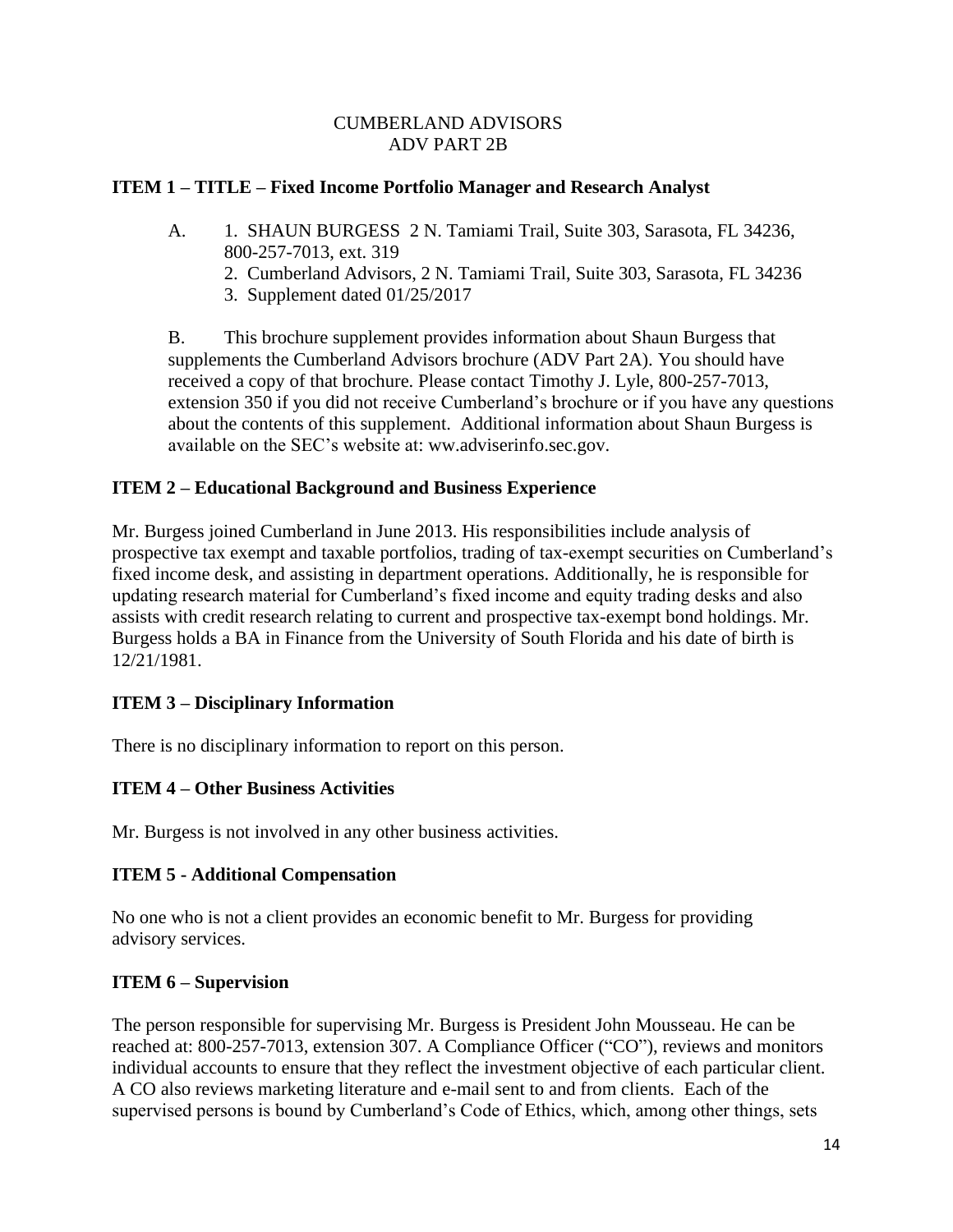CUMBERLAND ADVISORS
ADV PART 2B

## ITEM 1 – TITLE – Fixed Income Portfolio Manager and Research Analyst

A. 1. SHAUN BURGESS 2 N. Tamiami Trail, Suite 303, Sarasota, FL 34236, 800-257-7013, ext. 319
   2. Cumberland Advisors, 2 N. Tamiami Trail, Suite 303, Sarasota, FL 34236
   3. Supplement dated 01/25/2017

B. This brochure supplement provides information about Shaun Burgess that supplements the Cumberland Advisors brochure (ADV Part 2A). You should have received a copy of that brochure. Please contact Timothy J. Lyle, 800-257-7013, extension 350 if you did not receive Cumberland's brochure or if you have any questions about the contents of this supplement. Additional information about Shaun Burgess is available on the SEC's website at: ww.adviserinfo.sec.gov.

## ITEM 2 – Educational Background and Business Experience

Mr. Burgess joined Cumberland in June 2013. His responsibilities include analysis of prospective tax exempt and taxable portfolios, trading of tax-exempt securities on Cumberland's fixed income desk, and assisting in department operations. Additionally, he is responsible for updating research material for Cumberland's fixed income and equity trading desks and also assists with credit research relating to current and prospective tax-exempt bond holdings. Mr. Burgess holds a BA in Finance from the University of South Florida and his date of birth is 12/21/1981.

## ITEM 3 – Disciplinary Information

There is no disciplinary information to report on this person.

## ITEM 4 – Other Business Activities

Mr. Burgess is not involved in any other business activities.

## ITEM 5 - Additional Compensation

No one who is not a client provides an economic benefit to Mr. Burgess for providing advisory services.

## ITEM 6 – Supervision

The person responsible for supervising Mr. Burgess is President John Mousseau. He can be reached at: 800-257-7013, extension 307. A Compliance Officer ("CO"), reviews and monitors individual accounts to ensure that they reflect the investment objective of each particular client. A CO also reviews marketing literature and e-mail sent to and from clients. Each of the supervised persons is bound by Cumberland's Code of Ethics, which, among other things, sets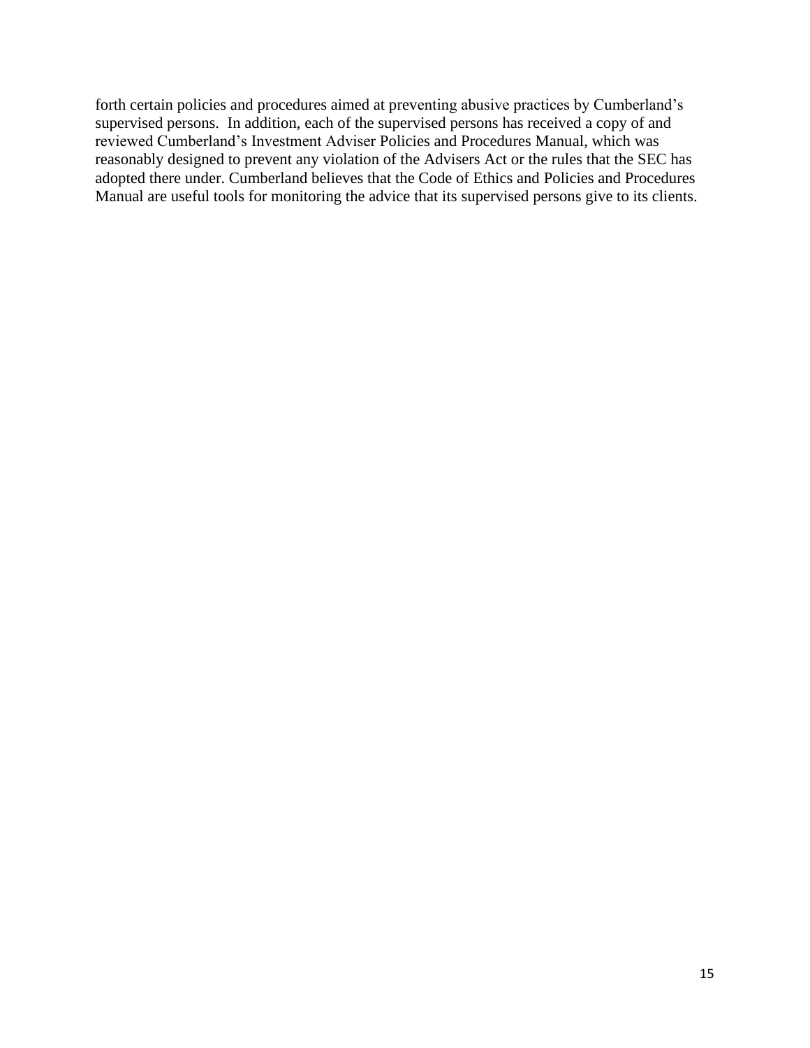forth certain policies and procedures aimed at preventing abusive practices by Cumberland's supervised persons. In addition, each of the supervised persons has received a copy of and reviewed Cumberland's Investment Adviser Policies and Procedures Manual, which was reasonably designed to prevent any violation of the Advisers Act or the rules that the SEC has adopted there under. Cumberland believes that the Code of Ethics and Policies and Procedures Manual are useful tools for monitoring the advice that its supervised persons give to its clients.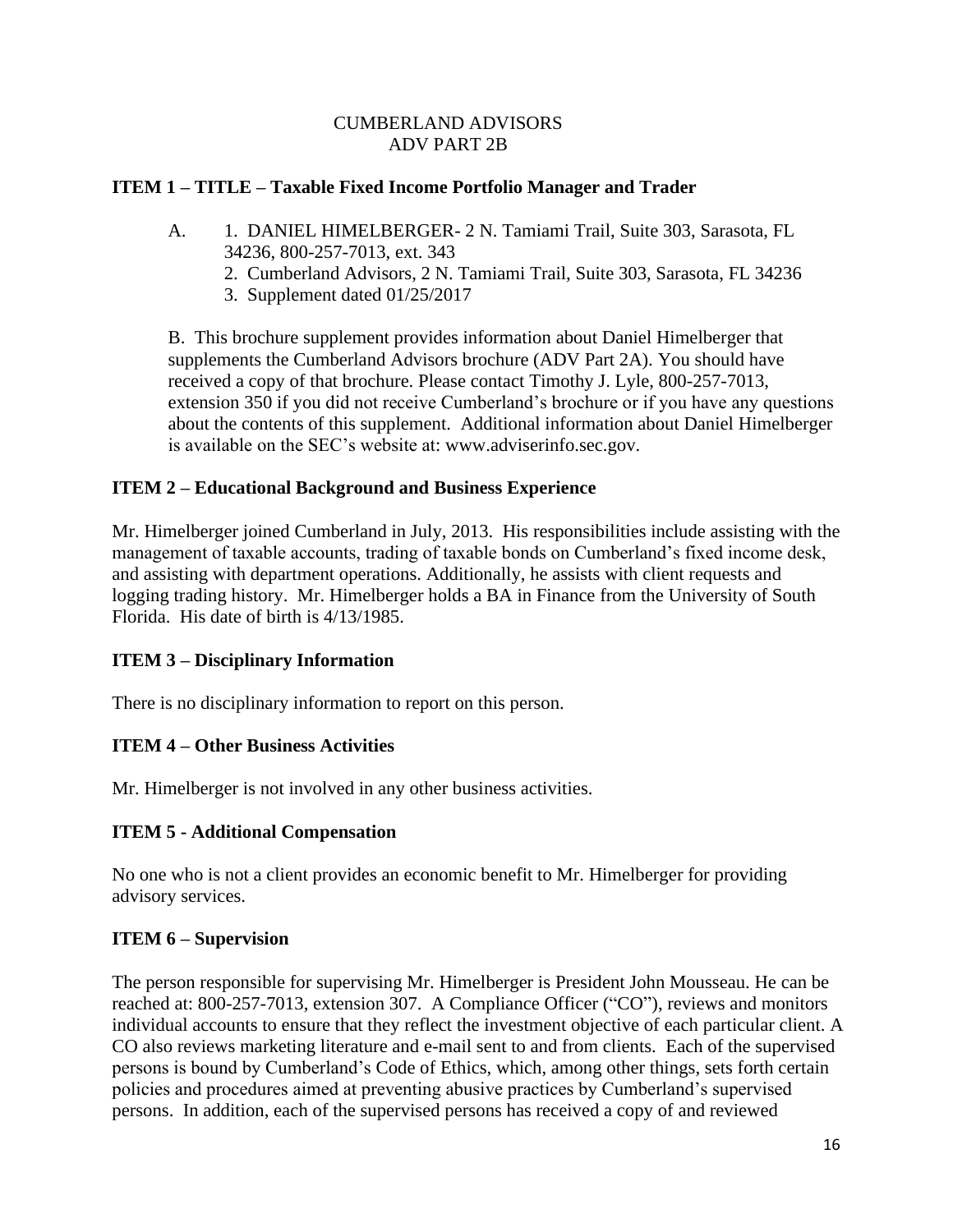CUMBERLAND ADVISORS
ADV PART 2B

## ITEM 1 – TITLE – Taxable Fixed Income Portfolio Manager and Trader

A. 1. DANIEL HIMELBERGER- 2 N. Tamiami Trail, Suite 303, Sarasota, FL 34236, 800-257-7013, ext. 343
2. Cumberland Advisors, 2 N. Tamiami Trail, Suite 303, Sarasota, FL 34236
3. Supplement dated 01/25/2017

B. This brochure supplement provides information about Daniel Himelberger that supplements the Cumberland Advisors brochure (ADV Part 2A). You should have received a copy of that brochure. Please contact Timothy J. Lyle, 800-257-7013, extension 350 if you did not receive Cumberland's brochure or if you have any questions about the contents of this supplement. Additional information about Daniel Himelberger is available on the SEC's website at: www.adviserinfo.sec.gov.

## ITEM 2 – Educational Background and Business Experience

Mr. Himelberger joined Cumberland in July, 2013. His responsibilities include assisting with the management of taxable accounts, trading of taxable bonds on Cumberland's fixed income desk, and assisting with department operations. Additionally, he assists with client requests and logging trading history. Mr. Himelberger holds a BA in Finance from the University of South Florida. His date of birth is 4/13/1985.

## ITEM 3 – Disciplinary Information

There is no disciplinary information to report on this person.

## ITEM 4 – Other Business Activities

Mr. Himelberger is not involved in any other business activities.

## ITEM 5 - Additional Compensation

No one who is not a client provides an economic benefit to Mr. Himelberger for providing advisory services.

## ITEM 6 – Supervision

The person responsible for supervising Mr. Himelberger is President John Mousseau. He can be reached at: 800-257-7013, extension 307. A Compliance Officer ("CO"), reviews and monitors individual accounts to ensure that they reflect the investment objective of each particular client. A CO also reviews marketing literature and e-mail sent to and from clients. Each of the supervised persons is bound by Cumberland's Code of Ethics, which, among other things, sets forth certain policies and procedures aimed at preventing abusive practices by Cumberland's supervised persons. In addition, each of the supervised persons has received a copy of and reviewed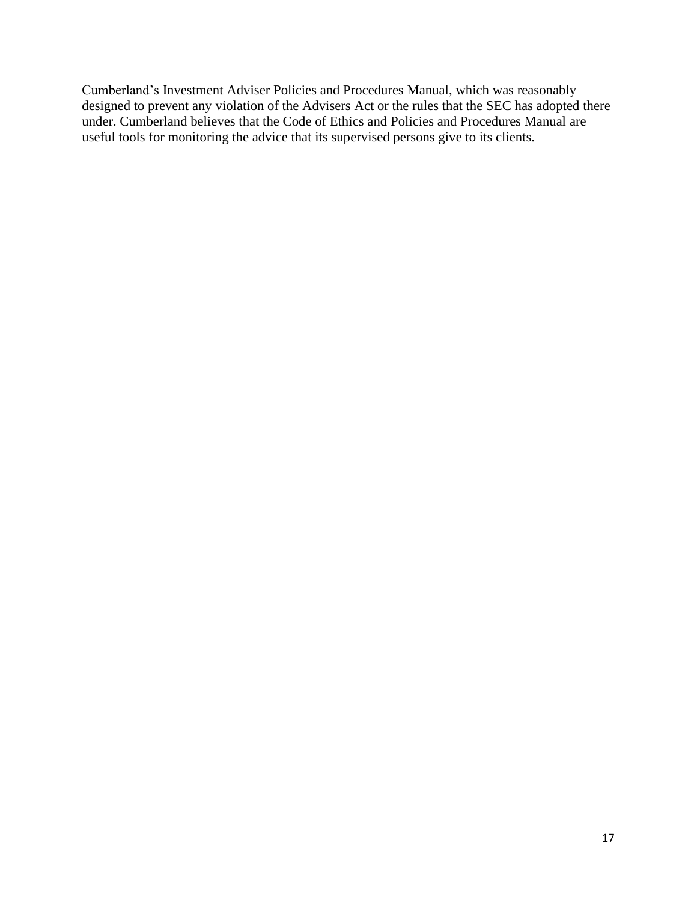Cumberland's Investment Adviser Policies and Procedures Manual, which was reasonably designed to prevent any violation of the Advisers Act or the rules that the SEC has adopted there under. Cumberland believes that the Code of Ethics and Policies and Procedures Manual are useful tools for monitoring the advice that its supervised persons give to its clients.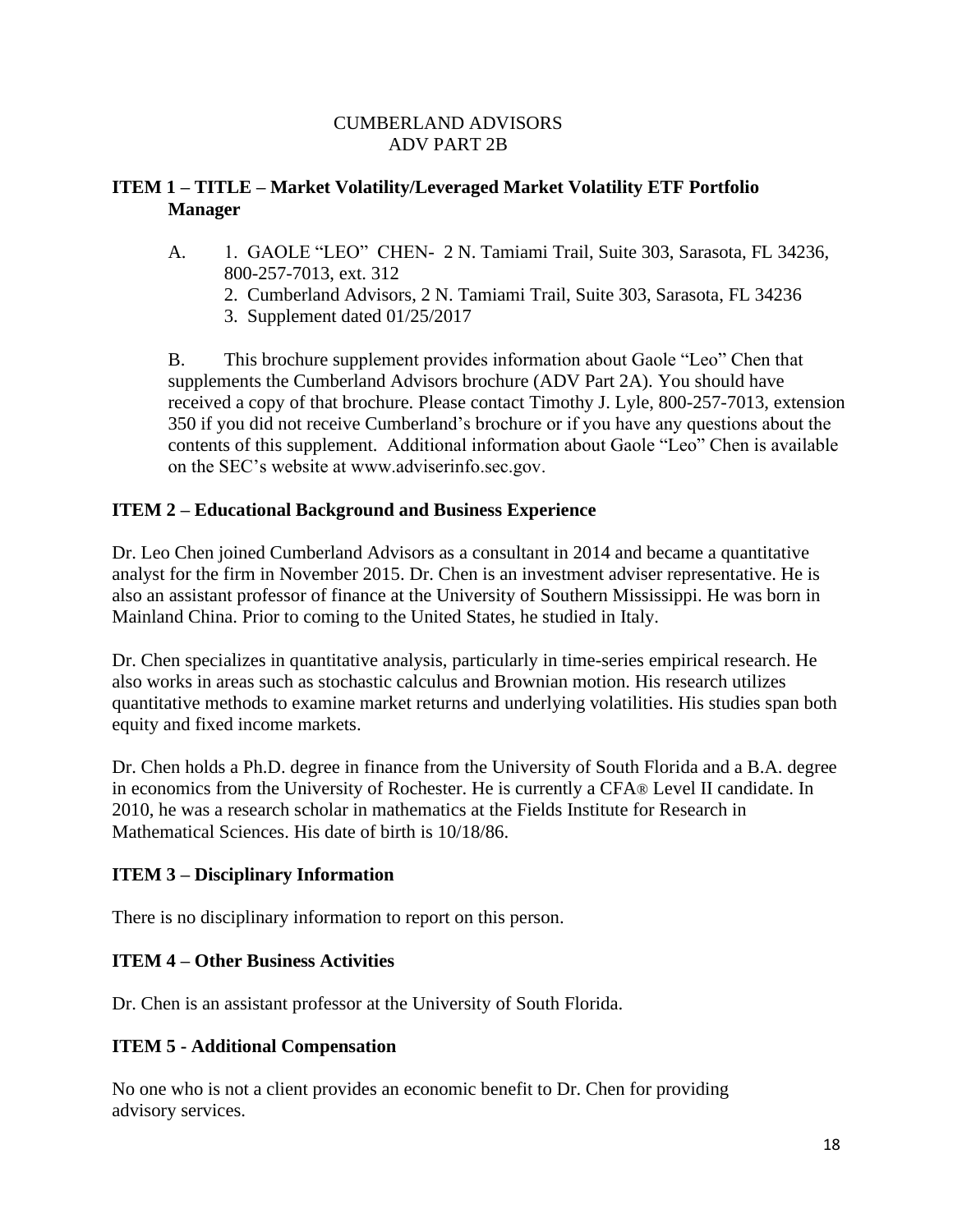CUMBERLAND ADVISORS
ADV PART 2B

**ITEM 1 – TITLE – Market Volatility/Leveraged Market Volatility ETF Portfolio Manager**

A. 1. GAOLE "LEO" CHEN- 2 N. Tamiami Trail, Suite 303, Sarasota, FL 34236, 800-257-7013, ext. 312
2. Cumberland Advisors, 2 N. Tamiami Trail, Suite 303, Sarasota, FL 34236
3. Supplement dated 01/25/2017

B. This brochure supplement provides information about Gaole "Leo" Chen that supplements the Cumberland Advisors brochure (ADV Part 2A). You should have received a copy of that brochure. Please contact Timothy J. Lyle, 800-257-7013, extension 350 if you did not receive Cumberland's brochure or if you have any questions about the contents of this supplement. Additional information about Gaole "Leo" Chen is available on the SEC's website at www.adviserinfo.sec.gov.

**ITEM 2 – Educational Background and Business Experience**

Dr. Leo Chen joined Cumberland Advisors as a consultant in 2014 and became a quantitative analyst for the firm in November 2015. Dr. Chen is an investment adviser representative. He is also an assistant professor of finance at the University of Southern Mississippi. He was born in Mainland China. Prior to coming to the United States, he studied in Italy.

Dr. Chen specializes in quantitative analysis, particularly in time-series empirical research. He also works in areas such as stochastic calculus and Brownian motion. His research utilizes quantitative methods to examine market returns and underlying volatilities. His studies span both equity and fixed income markets.

Dr. Chen holds a Ph.D. degree in finance from the University of South Florida and a B.A. degree in economics from the University of Rochester. He is currently a CFA® Level II candidate. In 2010, he was a research scholar in mathematics at the Fields Institute for Research in Mathematical Sciences. His date of birth is 10/18/86.

**ITEM 3 – Disciplinary Information**

There is no disciplinary information to report on this person.

**ITEM 4 – Other Business Activities**

Dr. Chen is an assistant professor at the University of South Florida.

**ITEM 5 - Additional Compensation**

No one who is not a client provides an economic benefit to Dr. Chen for providing advisory services.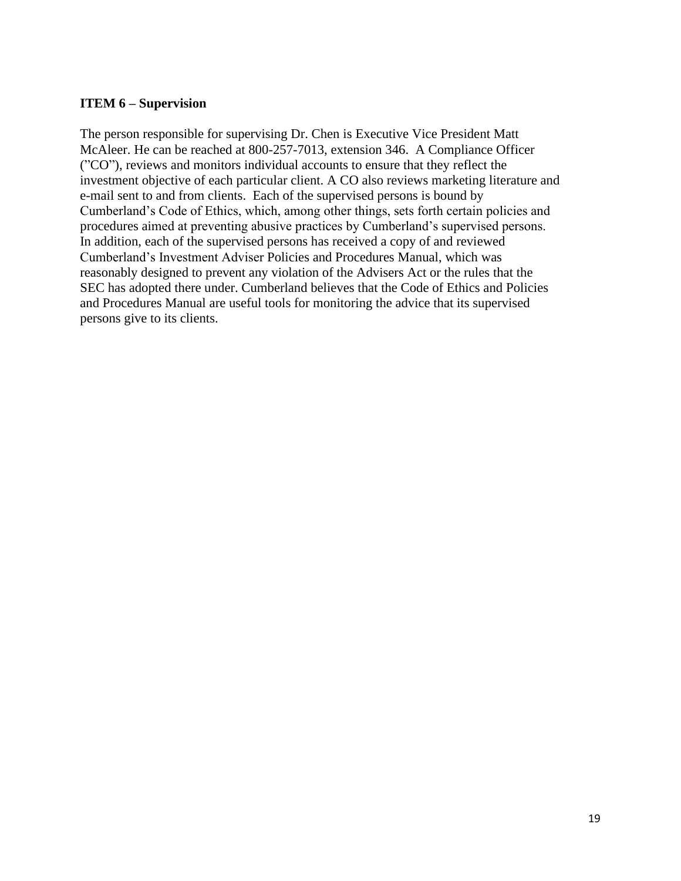**ITEM 6 – Supervision**

The person responsible for supervising Dr. Chen is Executive Vice President Matt McAleer. He can be reached at 800-257-7013, extension 346. A Compliance Officer (”CO”), reviews and monitors individual accounts to ensure that they reflect the investment objective of each particular client. A CO also reviews marketing literature and e-mail sent to and from clients. Each of the supervised persons is bound by Cumberland’s Code of Ethics, which, among other things, sets forth certain policies and procedures aimed at preventing abusive practices by Cumberland’s supervised persons. In addition, each of the supervised persons has received a copy of and reviewed Cumberland’s Investment Adviser Policies and Procedures Manual, which was reasonably designed to prevent any violation of the Advisers Act or the rules that the SEC has adopted there under. Cumberland believes that the Code of Ethics and Policies and Procedures Manual are useful tools for monitoring the advice that its supervised persons give to its clients.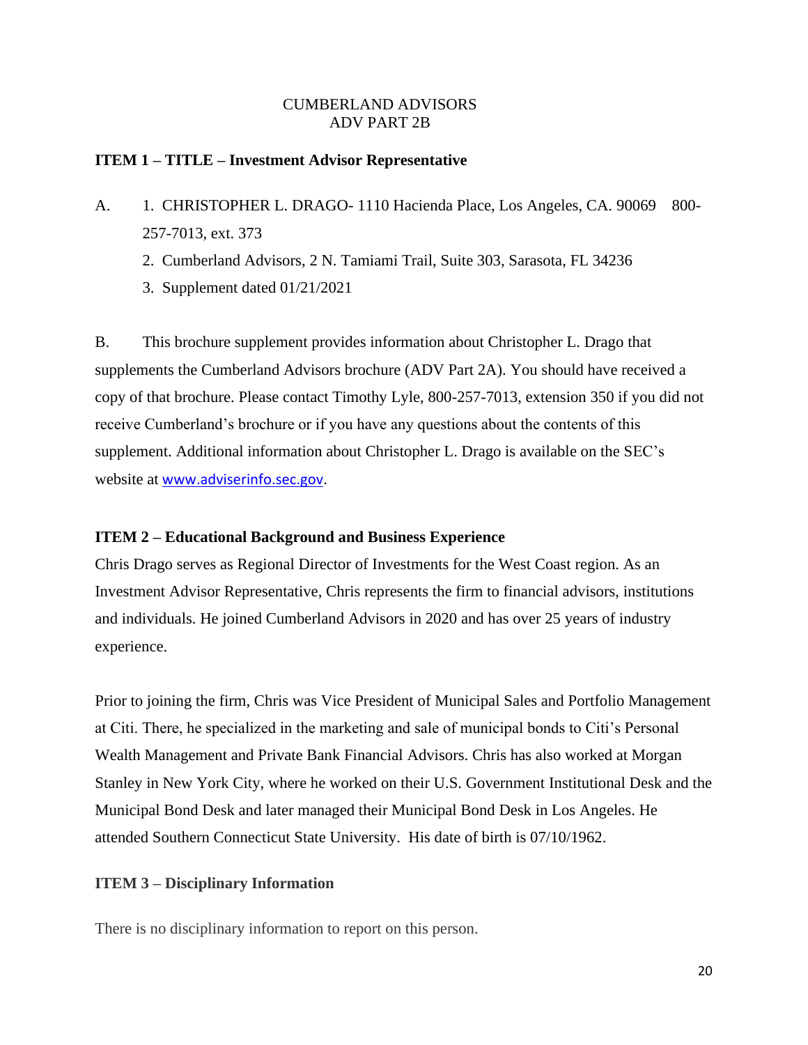CUMBERLAND ADVISORS
ADV PART 2B

**ITEM 1 – TITLE – Investment Advisor Representative**

A. 1. CHRISTOPHER L. DRAGO- 1110 Hacienda Place, Los Angeles, CA. 90069 800-257-7013, ext. 373

2. Cumberland Advisors, 2 N. Tamiami Trail, Suite 303, Sarasota, FL 34236

3. Supplement dated 01/21/2021

B. This brochure supplement provides information about Christopher L. Drago that supplements the Cumberland Advisors brochure (ADV Part 2A). You should have received a copy of that brochure. Please contact Timothy Lyle, 800-257-7013, extension 350 if you did not receive Cumberland's brochure or if you have any questions about the contents of this supplement. Additional information about Christopher L. Drago is available on the SEC's website at www.adviserinfo.sec.gov.

**ITEM 2 – Educational Background and Business Experience**

Chris Drago serves as Regional Director of Investments for the West Coast region. As an Investment Advisor Representative, Chris represents the firm to financial advisors, institutions and individuals. He joined Cumberland Advisors in 2020 and has over 25 years of industry experience.

Prior to joining the firm, Chris was Vice President of Municipal Sales and Portfolio Management at Citi. There, he specialized in the marketing and sale of municipal bonds to Citi's Personal Wealth Management and Private Bank Financial Advisors. Chris has also worked at Morgan Stanley in New York City, where he worked on their U.S. Government Institutional Desk and the Municipal Bond Desk and later managed their Municipal Bond Desk in Los Angeles. He attended Southern Connecticut State University. His date of birth is 07/10/1962.

**ITEM 3 – Disciplinary Information**

There is no disciplinary information to report on this person.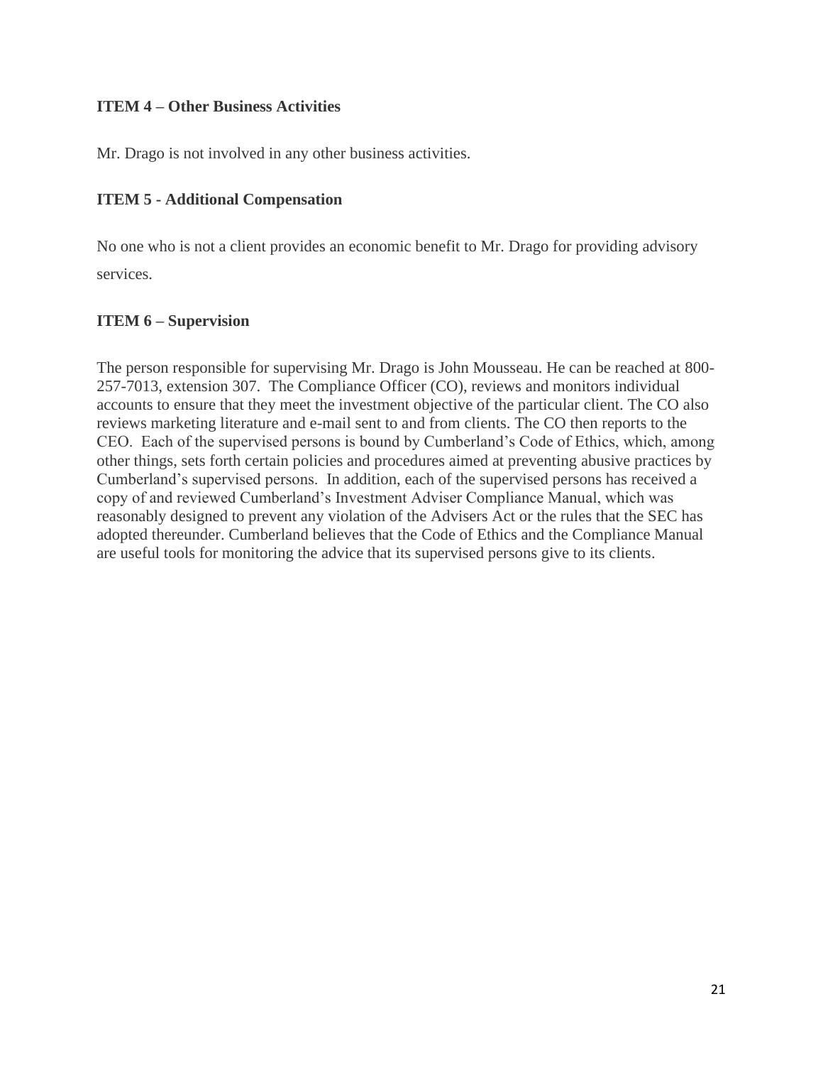**ITEM 4 – Other Business Activities**

Mr. Drago is not involved in any other business activities.

**ITEM 5 - Additional Compensation**

No one who is not a client provides an economic benefit to Mr. Drago for providing advisory services.

**ITEM 6 – Supervision**

The person responsible for supervising Mr. Drago is John Mousseau. He can be reached at 800-257-7013, extension 307. The Compliance Officer (CO), reviews and monitors individual accounts to ensure that they meet the investment objective of the particular client. The CO also reviews marketing literature and e-mail sent to and from clients. The CO then reports to the CEO. Each of the supervised persons is bound by Cumberland's Code of Ethics, which, among other things, sets forth certain policies and procedures aimed at preventing abusive practices by Cumberland's supervised persons. In addition, each of the supervised persons has received a copy of and reviewed Cumberland's Investment Adviser Compliance Manual, which was reasonably designed to prevent any violation of the Advisers Act or the rules that the SEC has adopted thereunder. Cumberland believes that the Code of Ethics and the Compliance Manual are useful tools for monitoring the advice that its supervised persons give to its clients.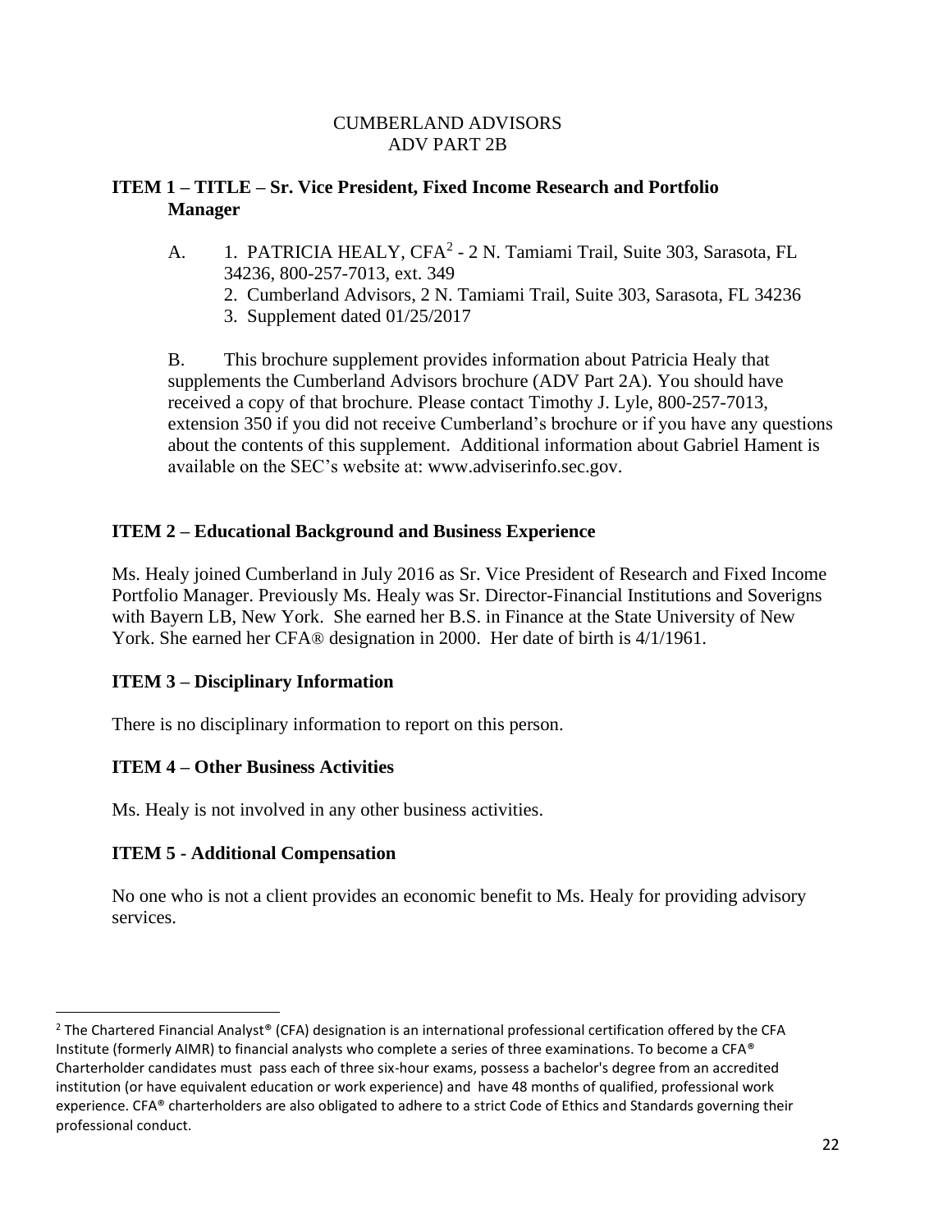CUMBERLAND ADVISORS
ADV PART 2B

## ITEM 1 – TITLE – Sr. Vice President, Fixed Income Research and Portfolio Manager

A. 1. PATRICIA HEALY, CFA[2] - 2 N. Tamiami Trail, Suite 303, Sarasota, FL 34236, 800-257-7013, ext. 349
   2. Cumberland Advisors, 2 N. Tamiami Trail, Suite 303, Sarasota, FL 34236
   3. Supplement dated 01/25/2017

B. This brochure supplement provides information about Patricia Healy that supplements the Cumberland Advisors brochure (ADV Part 2A). You should have received a copy of that brochure. Please contact Timothy J. Lyle, 800-257-7013, extension 350 if you did not receive Cumberland's brochure or if you have any questions about the contents of this supplement. Additional information about Gabriel Hament is available on the SEC's website at: www.adviserinfo.sec.gov.

## ITEM 2 – Educational Background and Business Experience

Ms. Healy joined Cumberland in July 2016 as Sr. Vice President of Research and Fixed Income Portfolio Manager. Previously Ms. Healy was Sr. Director-Financial Institutions and Soverigns with Bayern LB, New York. She earned her B.S. in Finance at the State University of New York. She earned her CFA® designation in 2000. Her date of birth is 4/1/1961.

## ITEM 3 – Disciplinary Information

There is no disciplinary information to report on this person.

## ITEM 4 – Other Business Activities

Ms. Healy is not involved in any other business activities.

## ITEM 5 - Additional Compensation

No one who is not a client provides an economic benefit to Ms. Healy for providing advisory services.

---

[2] The Chartered Financial Analyst® (CFA) designation is an international professional certification offered by the CFA Institute (formerly AIMR) to financial analysts who complete a series of three examinations. To become a CFA® Charterholder candidates must pass each of three six-hour exams, possess a bachelor's degree from an accredited institution (or have equivalent education or work experience) and have 48 months of qualified, professional work experience. CFA® charterholders are also obligated to adhere to a strict Code of Ethics and Standards governing their professional conduct.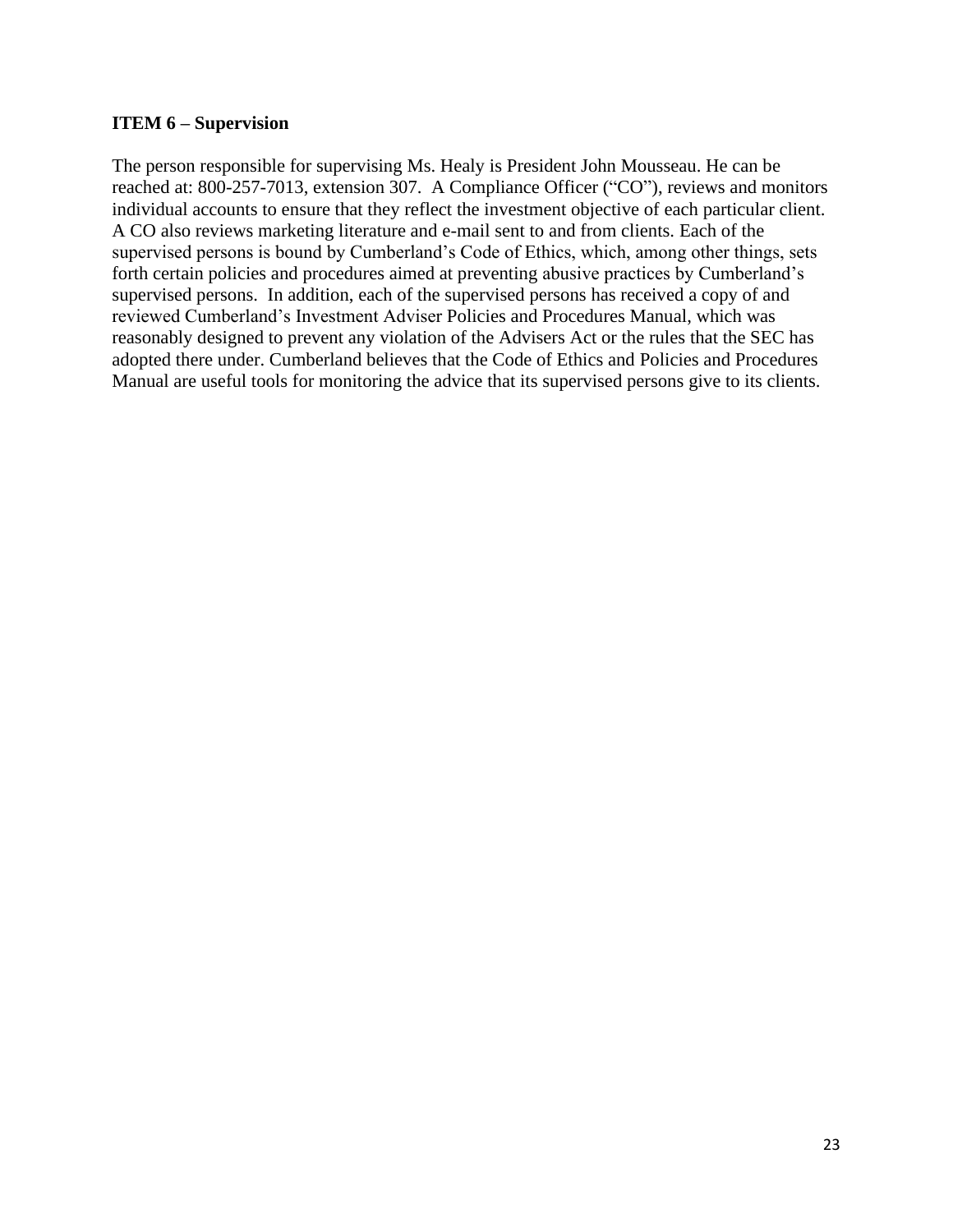**ITEM 6 – Supervision**

The person responsible for supervising Ms. Healy is President John Mousseau. He can be reached at: 800-257-7013, extension 307. A Compliance Officer ("CO"), reviews and monitors individual accounts to ensure that they reflect the investment objective of each particular client. A CO also reviews marketing literature and e-mail sent to and from clients. Each of the supervised persons is bound by Cumberland's Code of Ethics, which, among other things, sets forth certain policies and procedures aimed at preventing abusive practices by Cumberland's supervised persons. In addition, each of the supervised persons has received a copy of and reviewed Cumberland's Investment Adviser Policies and Procedures Manual, which was reasonably designed to prevent any violation of the Advisers Act or the rules that the SEC has adopted there under. Cumberland believes that the Code of Ethics and Policies and Procedures Manual are useful tools for monitoring the advice that its supervised persons give to its clients.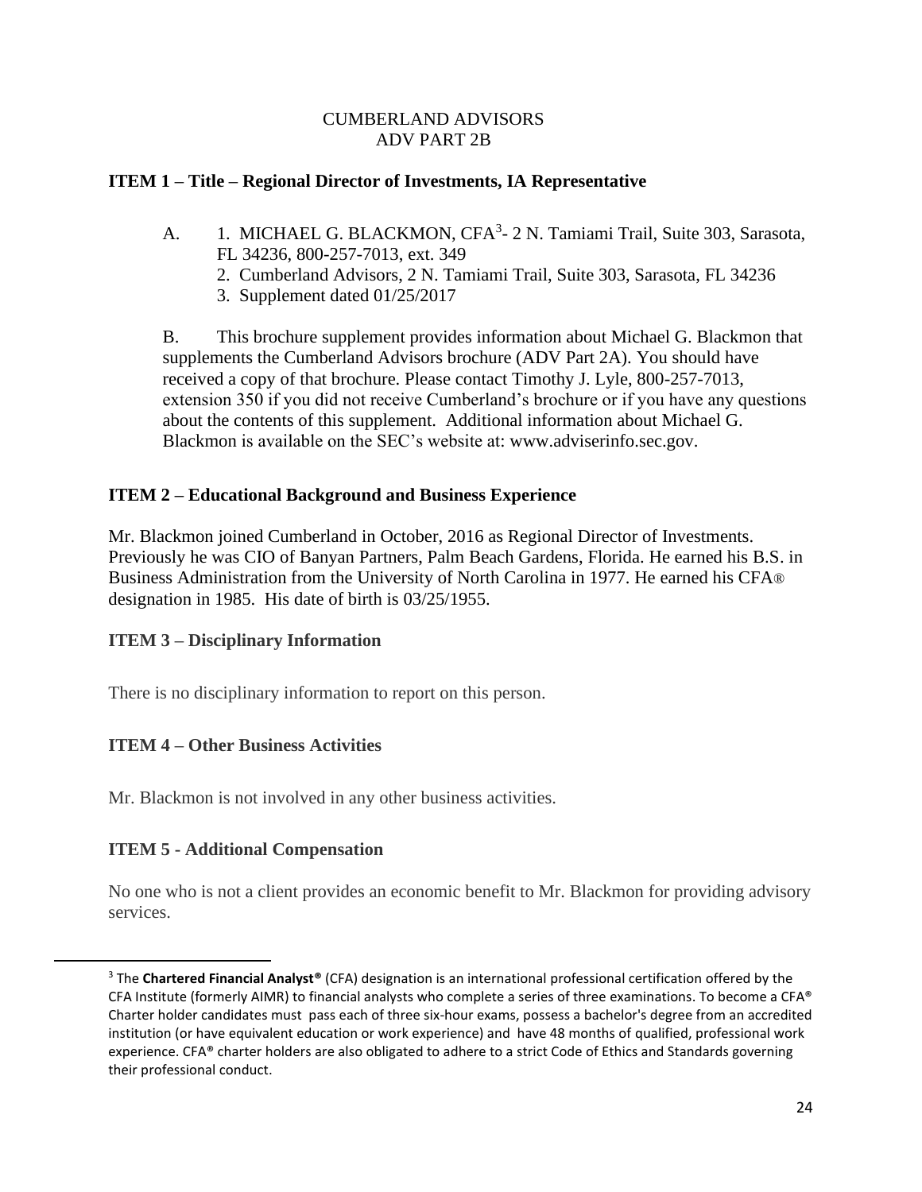CUMBERLAND ADVISORS
ADV PART 2B

## ITEM 1 – Title – Regional Director of Investments, IA Representative

A. 1. MICHAEL G. BLACKMON, CFA[3]- 2 N. Tamiami Trail, Suite 303, Sarasota, FL 34236, 800-257-7013, ext. 349
   2. Cumberland Advisors, 2 N. Tamiami Trail, Suite 303, Sarasota, FL 34236
   3. Supplement dated 01/25/2017

B. This brochure supplement provides information about Michael G. Blackmon that supplements the Cumberland Advisors brochure (ADV Part 2A). You should have received a copy of that brochure. Please contact Timothy J. Lyle, 800-257-7013, extension 350 if you did not receive Cumberland's brochure or if you have any questions about the contents of this supplement. Additional information about Michael G. Blackmon is available on the SEC's website at: www.adviserinfo.sec.gov.

## ITEM 2 – Educational Background and Business Experience

Mr. Blackmon joined Cumberland in October, 2016 as Regional Director of Investments. Previously he was CIO of Banyan Partners, Palm Beach Gardens, Florida. He earned his B.S. in Business Administration from the University of North Carolina in 1977. He earned his CFA® designation in 1985. His date of birth is 03/25/1955.

## ITEM 3 – Disciplinary Information

There is no disciplinary information to report on this person.

## ITEM 4 – Other Business Activities

Mr. Blackmon is not involved in any other business activities.

## ITEM 5 - Additional Compensation

No one who is not a client provides an economic benefit to Mr. Blackmon for providing advisory services.

---

[3] The **Chartered Financial Analyst®** (CFA) designation is an international professional certification offered by the CFA Institute (formerly AIMR) to financial analysts who complete a series of three examinations. To become a CFA® Charter holder candidates must pass each of three six-hour exams, possess a bachelor's degree from an accredited institution (or have equivalent education or work experience) and have 48 months of qualified, professional work experience. CFA® charter holders are also obligated to adhere to a strict Code of Ethics and Standards governing their professional conduct.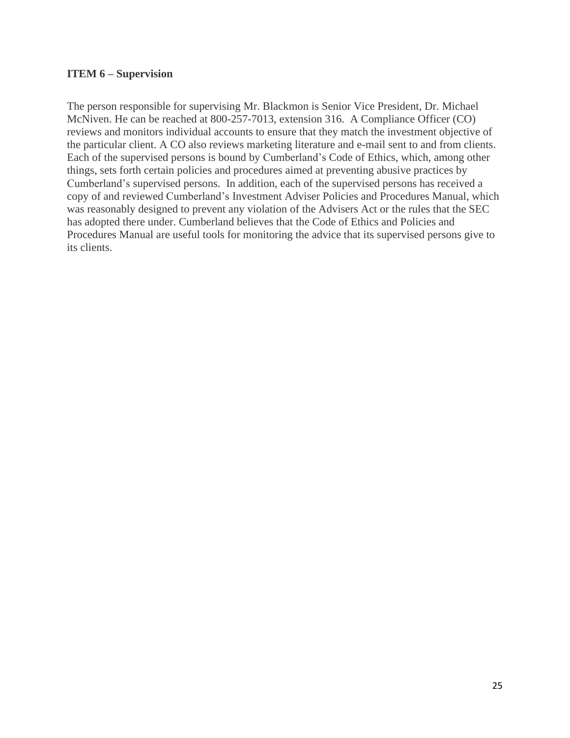**ITEM 6 – Supervision**

The person responsible for supervising Mr. Blackmon is Senior Vice President, Dr. Michael McNiven. He can be reached at 800-257-7013, extension 316. A Compliance Officer (CO) reviews and monitors individual accounts to ensure that they match the investment objective of the particular client. A CO also reviews marketing literature and e-mail sent to and from clients. Each of the supervised persons is bound by Cumberland's Code of Ethics, which, among other things, sets forth certain policies and procedures aimed at preventing abusive practices by Cumberland's supervised persons. In addition, each of the supervised persons has received a copy of and reviewed Cumberland's Investment Adviser Policies and Procedures Manual, which was reasonably designed to prevent any violation of the Advisers Act or the rules that the SEC has adopted there under. Cumberland believes that the Code of Ethics and Policies and Procedures Manual are useful tools for monitoring the advice that its supervised persons give to its clients.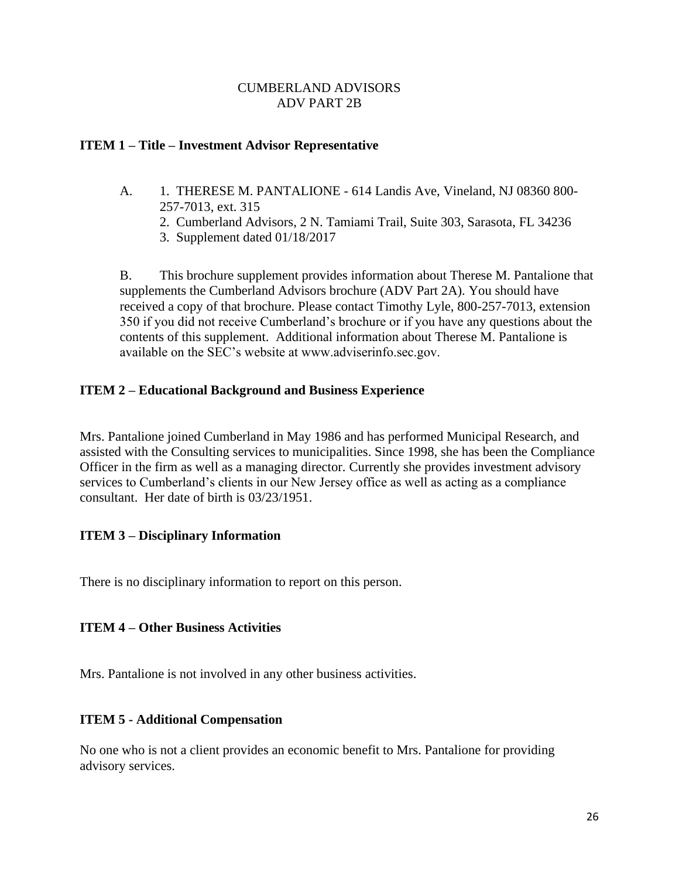CUMBERLAND ADVISORS
ADV PART 2B

**ITEM 1 – Title – Investment Advisor Representative**

A. 1. THERESE M. PANTALIONE - 614 Landis Ave, Vineland, NJ 08360 800-257-7013, ext. 315
2. Cumberland Advisors, 2 N. Tamiami Trail, Suite 303, Sarasota, FL 34236
3. Supplement dated 01/18/2017

B. This brochure supplement provides information about Therese M. Pantalione that supplements the Cumberland Advisors brochure (ADV Part 2A). You should have received a copy of that brochure. Please contact Timothy Lyle, 800-257-7013, extension 350 if you did not receive Cumberland's brochure or if you have any questions about the contents of this supplement. Additional information about Therese M. Pantalione is available on the SEC's website at www.adviserinfo.sec.gov.

**ITEM 2 – Educational Background and Business Experience**

Mrs. Pantalione joined Cumberland in May 1986 and has performed Municipal Research, and assisted with the Consulting services to municipalities. Since 1998, she has been the Compliance Officer in the firm as well as a managing director. Currently she provides investment advisory services to Cumberland's clients in our New Jersey office as well as acting as a compliance consultant. Her date of birth is 03/23/1951.

**ITEM 3 – Disciplinary Information**

There is no disciplinary information to report on this person.

**ITEM 4 – Other Business Activities**

Mrs. Pantalione is not involved in any other business activities.

**ITEM 5 - Additional Compensation**

No one who is not a client provides an economic benefit to Mrs. Pantalione for providing advisory services.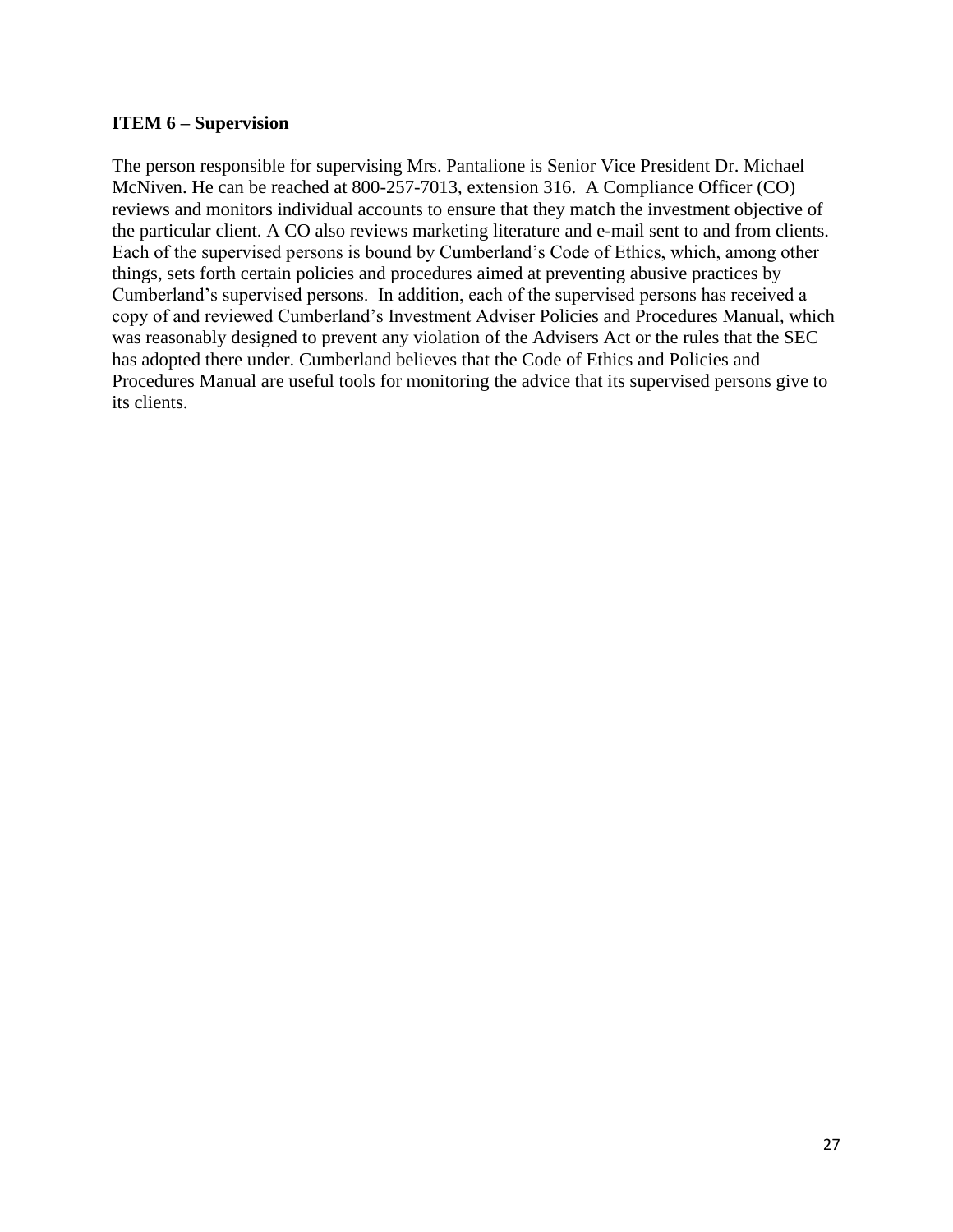**ITEM 6 – Supervision**

The person responsible for supervising Mrs. Pantalione is Senior Vice President Dr. Michael McNiven. He can be reached at 800-257-7013, extension 316. A Compliance Officer (CO) reviews and monitors individual accounts to ensure that they match the investment objective of the particular client. A CO also reviews marketing literature and e-mail sent to and from clients. Each of the supervised persons is bound by Cumberland's Code of Ethics, which, among other things, sets forth certain policies and procedures aimed at preventing abusive practices by Cumberland's supervised persons. In addition, each of the supervised persons has received a copy of and reviewed Cumberland's Investment Adviser Policies and Procedures Manual, which was reasonably designed to prevent any violation of the Advisers Act or the rules that the SEC has adopted there under. Cumberland believes that the Code of Ethics and Policies and Procedures Manual are useful tools for monitoring the advice that its supervised persons give to its clients.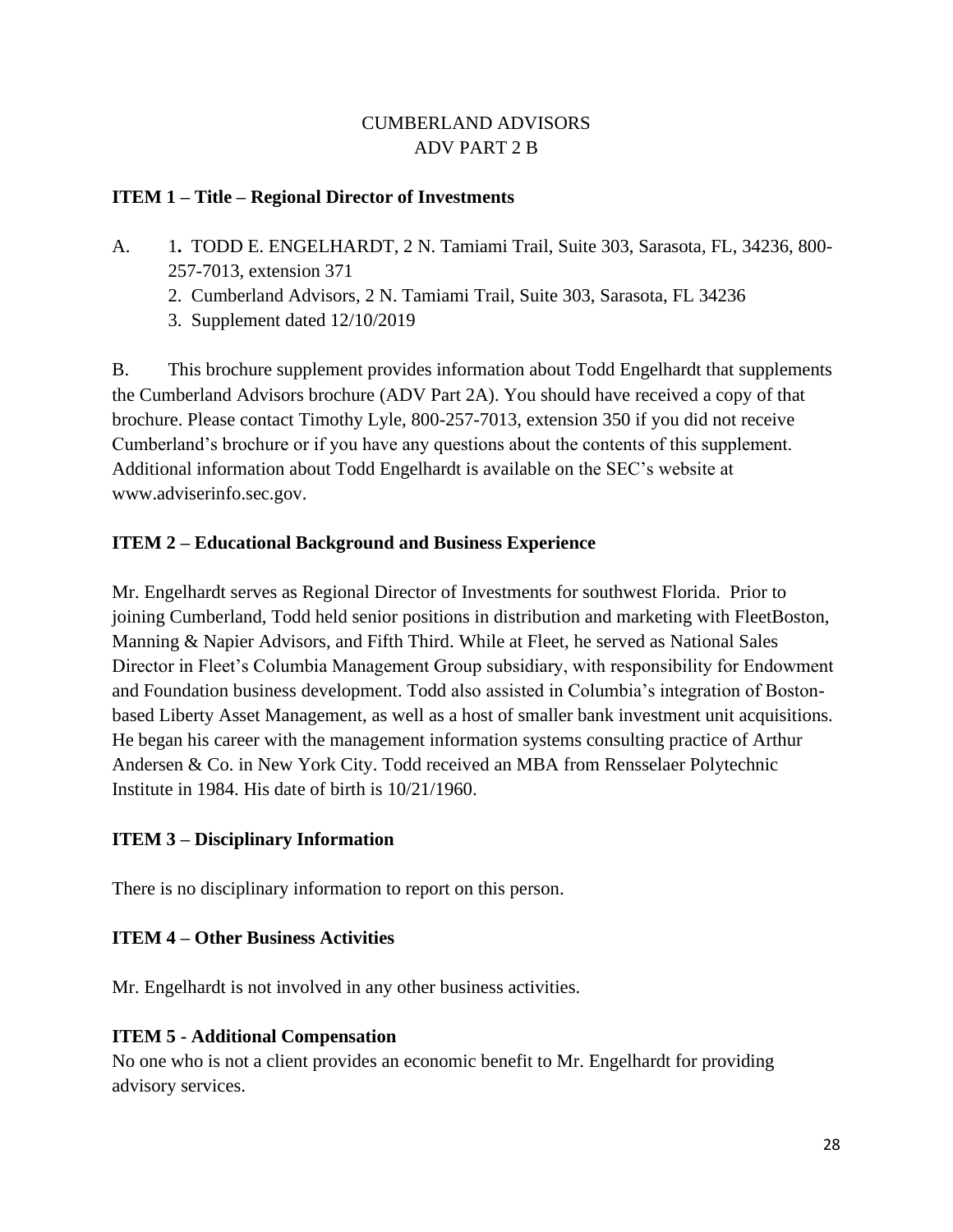CUMBERLAND ADVISORS
ADV PART 2 B

**ITEM 1 – Title – Regional Director of Investments**

A. 1. TODD E. ENGELHARDT, 2 N. Tamiami Trail, Suite 303, Sarasota, FL, 34236, 800-257-7013, extension 371
2. Cumberland Advisors, 2 N. Tamiami Trail, Suite 303, Sarasota, FL 34236
3. Supplement dated 12/10/2019

B. This brochure supplement provides information about Todd Engelhardt that supplements the Cumberland Advisors brochure (ADV Part 2A). You should have received a copy of that brochure. Please contact Timothy Lyle, 800-257-7013, extension 350 if you did not receive Cumberland's brochure or if you have any questions about the contents of this supplement. Additional information about Todd Engelhardt is available on the SEC's website at www.adviserinfo.sec.gov.

**ITEM 2 – Educational Background and Business Experience**

Mr. Engelhardt serves as Regional Director of Investments for southwest Florida. Prior to joining Cumberland, Todd held senior positions in distribution and marketing with FleetBoston, Manning & Napier Advisors, and Fifth Third. While at Fleet, he served as National Sales Director in Fleet's Columbia Management Group subsidiary, with responsibility for Endowment and Foundation business development. Todd also assisted in Columbia's integration of Boston-based Liberty Asset Management, as well as a host of smaller bank investment unit acquisitions. He began his career with the management information systems consulting practice of Arthur Andersen & Co. in New York City. Todd received an MBA from Rensselaer Polytechnic Institute in 1984. His date of birth is 10/21/1960.

**ITEM 3 – Disciplinary Information**

There is no disciplinary information to report on this person.

**ITEM 4 – Other Business Activities**

Mr. Engelhardt is not involved in any other business activities.

**ITEM 5 - Additional Compensation**

No one who is not a client provides an economic benefit to Mr. Engelhardt for providing advisory services.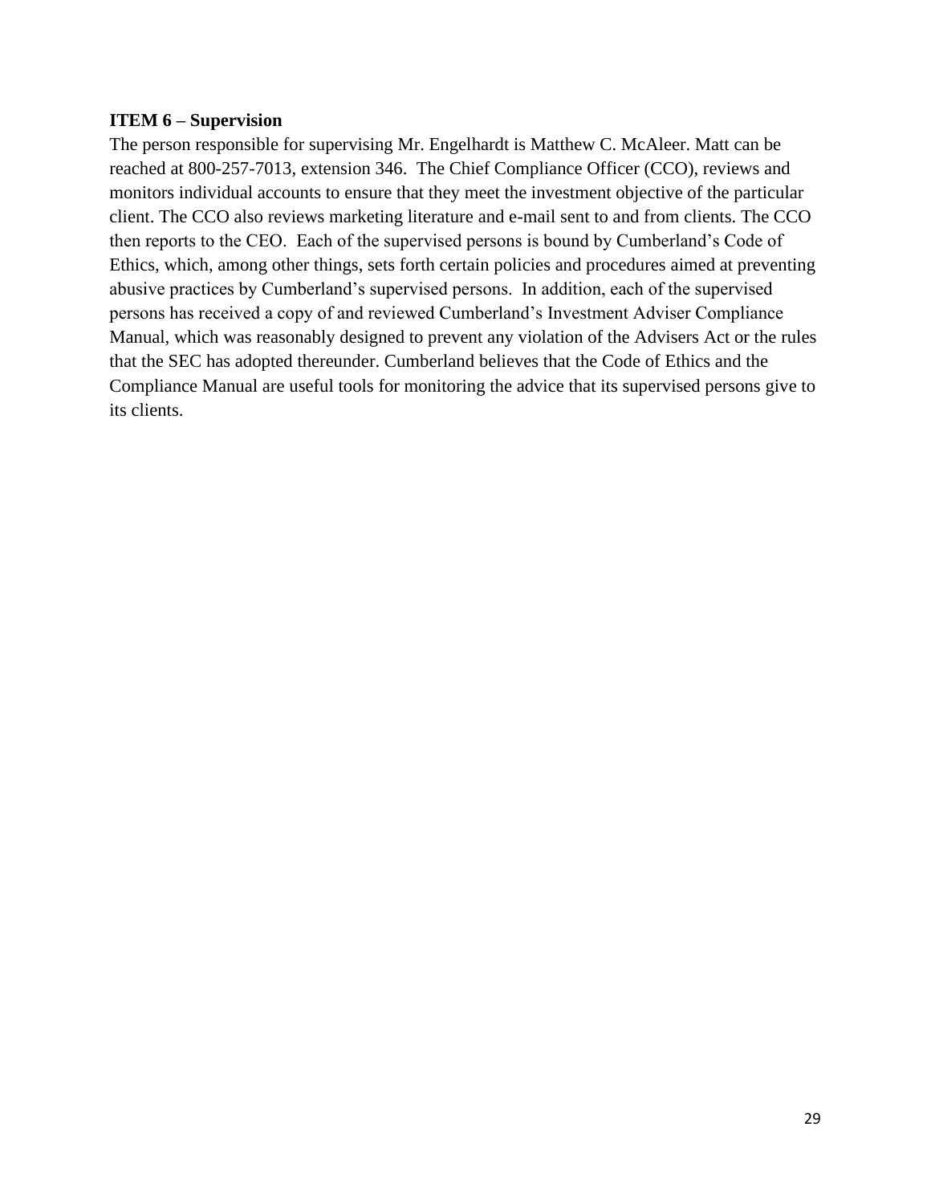**ITEM 6 – Supervision**

The person responsible for supervising Mr. Engelhardt is Matthew C. McAleer. Matt can be reached at 800-257-7013, extension 346. The Chief Compliance Officer (CCO), reviews and monitors individual accounts to ensure that they meet the investment objective of the particular client. The CCO also reviews marketing literature and e-mail sent to and from clients. The CCO then reports to the CEO. Each of the supervised persons is bound by Cumberland's Code of Ethics, which, among other things, sets forth certain policies and procedures aimed at preventing abusive practices by Cumberland's supervised persons. In addition, each of the supervised persons has received a copy of and reviewed Cumberland's Investment Adviser Compliance Manual, which was reasonably designed to prevent any violation of the Advisers Act or the rules that the SEC has adopted thereunder. Cumberland believes that the Code of Ethics and the Compliance Manual are useful tools for monitoring the advice that its supervised persons give to its clients.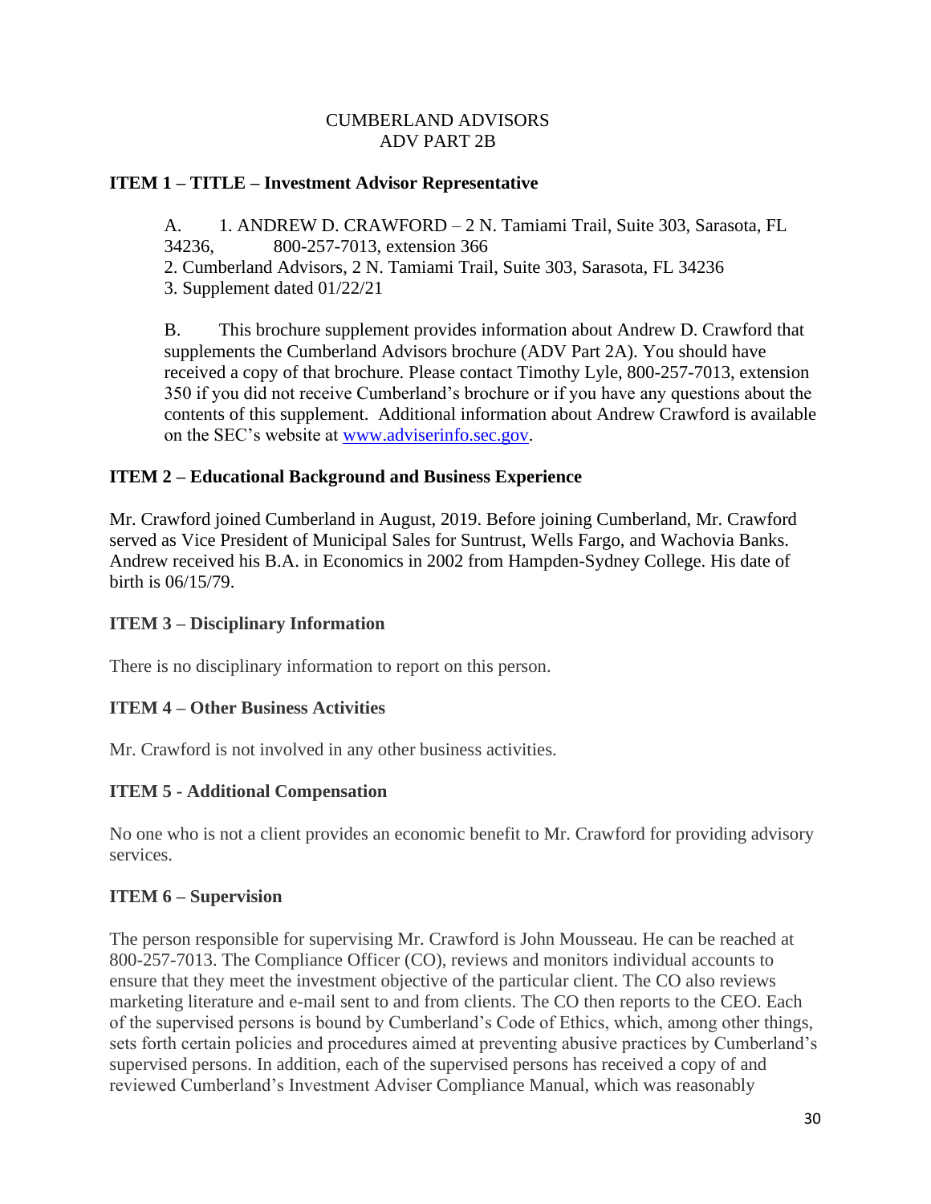CUMBERLAND ADVISORS
ADV PART 2B

**ITEM 1 – TITLE – Investment Advisor Representative**

A. 1. ANDREW D. CRAWFORD – 2 N. Tamiami Trail, Suite 303, Sarasota, FL 34236, 800-257-7013, extension 366
2. Cumberland Advisors, 2 N. Tamiami Trail, Suite 303, Sarasota, FL 34236
3. Supplement dated 01/22/21

B. This brochure supplement provides information about Andrew D. Crawford that supplements the Cumberland Advisors brochure (ADV Part 2A). You should have received a copy of that brochure. Please contact Timothy Lyle, 800-257-7013, extension 350 if you did not receive Cumberland's brochure or if you have any questions about the contents of this supplement. Additional information about Andrew Crawford is available on the SEC's website at www.adviserinfo.sec.gov.

**ITEM 2 – Educational Background and Business Experience**

Mr. Crawford joined Cumberland in August, 2019. Before joining Cumberland, Mr. Crawford served as Vice President of Municipal Sales for Suntrust, Wells Fargo, and Wachovia Banks. Andrew received his B.A. in Economics in 2002 from Hampden-Sydney College. His date of birth is 06/15/79.

**ITEM 3 – Disciplinary Information**

There is no disciplinary information to report on this person.

**ITEM 4 – Other Business Activities**

Mr. Crawford is not involved in any other business activities.

**ITEM 5 - Additional Compensation**

No one who is not a client provides an economic benefit to Mr. Crawford for providing advisory services.

**ITEM 6 – Supervision**

The person responsible for supervising Mr. Crawford is John Mousseau. He can be reached at 800-257-7013. The Compliance Officer (CO), reviews and monitors individual accounts to ensure that they meet the investment objective of the particular client. The CO also reviews marketing literature and e-mail sent to and from clients. The CO then reports to the CEO. Each of the supervised persons is bound by Cumberland's Code of Ethics, which, among other things, sets forth certain policies and procedures aimed at preventing abusive practices by Cumberland's supervised persons. In addition, each of the supervised persons has received a copy of and reviewed Cumberland's Investment Adviser Compliance Manual, which was reasonably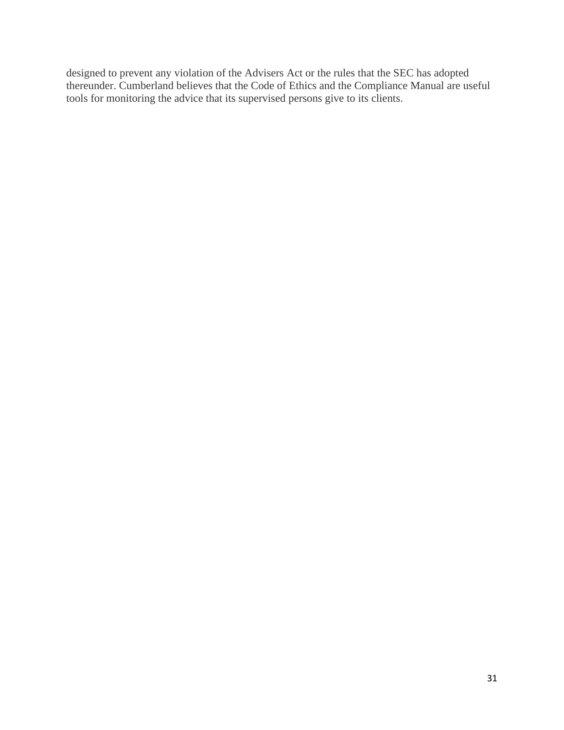designed to prevent any violation of the Advisers Act or the rules that the SEC has adopted thereunder. Cumberland believes that the Code of Ethics and the Compliance Manual are useful tools for monitoring the advice that its supervised persons give to its clients.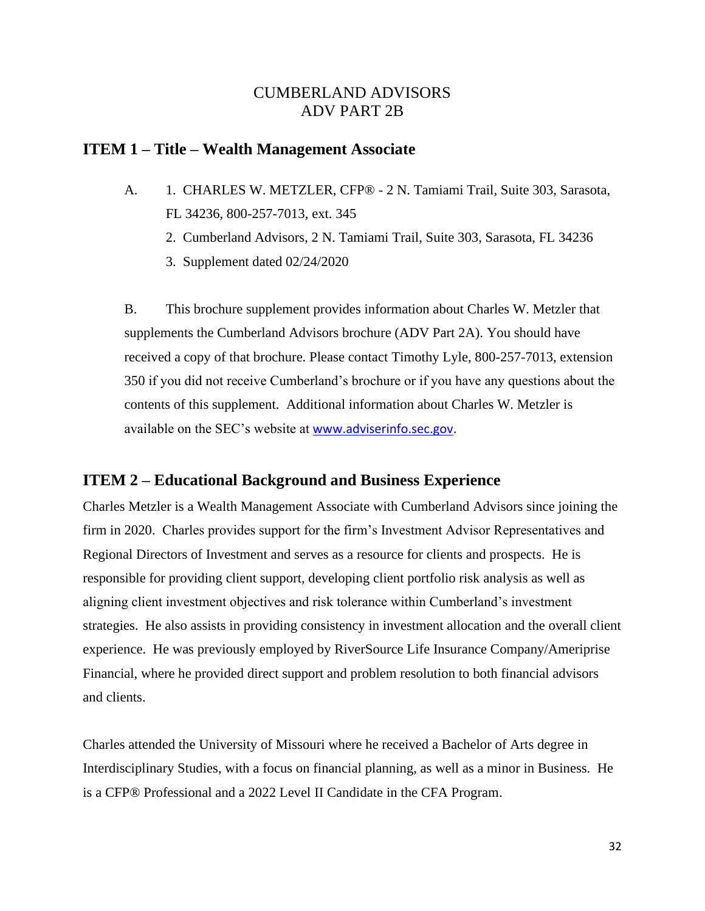CUMBERLAND ADVISORS
ADV PART 2B

## ITEM 1 – Title – Wealth Management Associate

A. 1. CHARLES W. METZLER, CFP® - 2 N. Tamiami Trail, Suite 303, Sarasota, FL 34236, 800-257-7013, ext. 345

2. Cumberland Advisors, 2 N. Tamiami Trail, Suite 303, Sarasota, FL 34236

3. Supplement dated 02/24/2020

B. This brochure supplement provides information about Charles W. Metzler that supplements the Cumberland Advisors brochure (ADV Part 2A). You should have received a copy of that brochure. Please contact Timothy Lyle, 800-257-7013, extension 350 if you did not receive Cumberland's brochure or if you have any questions about the contents of this supplement. Additional information about Charles W. Metzler is available on the SEC's website at www.adviserinfo.sec.gov.

## ITEM 2 – Educational Background and Business Experience

Charles Metzler is a Wealth Management Associate with Cumberland Advisors since joining the firm in 2020. Charles provides support for the firm's Investment Advisor Representatives and Regional Directors of Investment and serves as a resource for clients and prospects. He is responsible for providing client support, developing client portfolio risk analysis as well as aligning client investment objectives and risk tolerance within Cumberland's investment strategies. He also assists in providing consistency in investment allocation and the overall client experience. He was previously employed by RiverSource Life Insurance Company/Ameriprise Financial, where he provided direct support and problem resolution to both financial advisors and clients.

Charles attended the University of Missouri where he received a Bachelor of Arts degree in Interdisciplinary Studies, with a focus on financial planning, as well as a minor in Business. He is a CFP® Professional and a 2022 Level II Candidate in the CFA Program.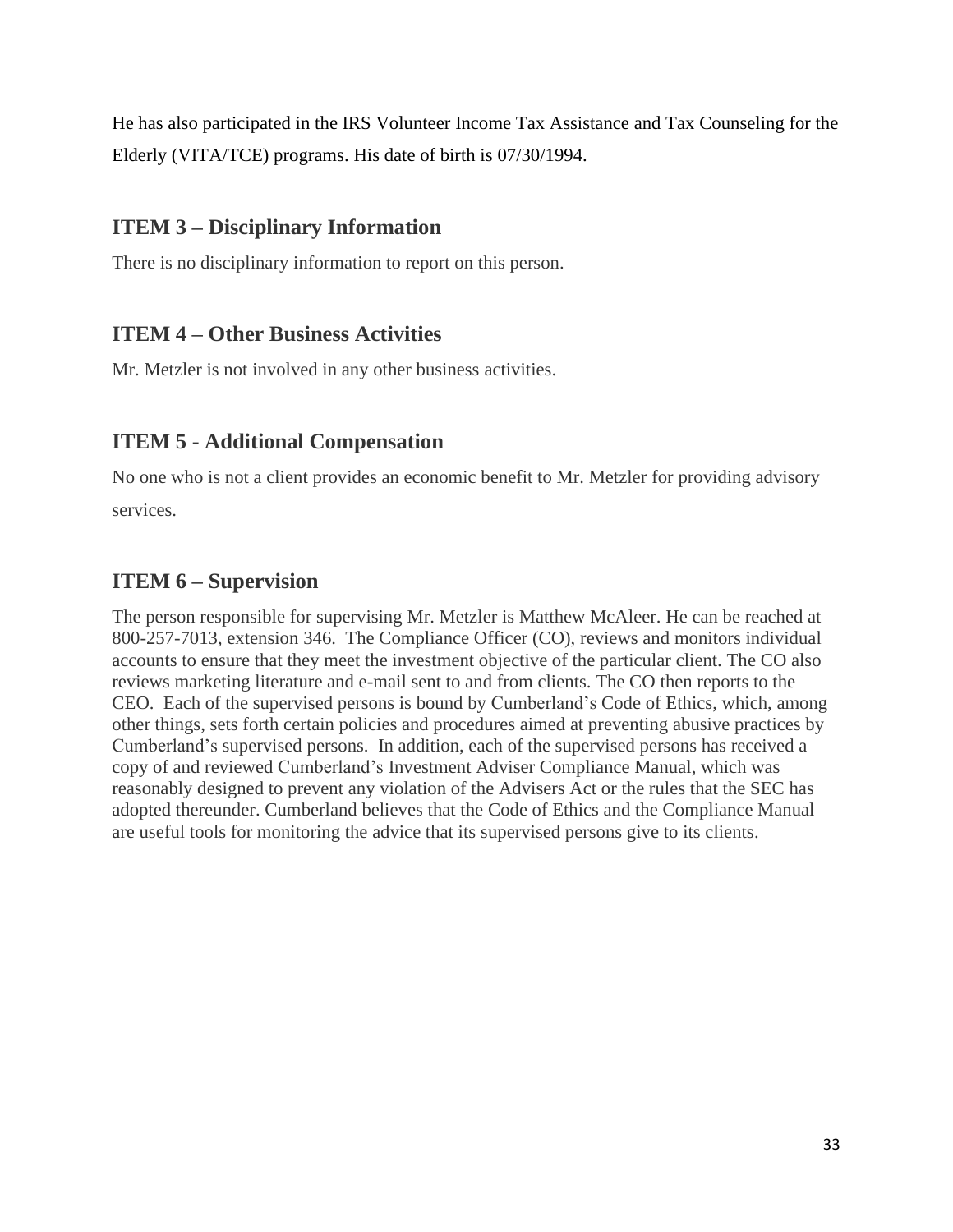He has also participated in the IRS Volunteer Income Tax Assistance and Tax Counseling for the Elderly (VITA/TCE) programs. His date of birth is 07/30/1994.

## ITEM 3 – Disciplinary Information

There is no disciplinary information to report on this person.

## ITEM 4 – Other Business Activities

Mr. Metzler is not involved in any other business activities.

## ITEM 5 - Additional Compensation

No one who is not a client provides an economic benefit to Mr. Metzler for providing advisory services.

## ITEM 6 – Supervision

The person responsible for supervising Mr. Metzler is Matthew McAleer. He can be reached at 800-257-7013, extension 346. The Compliance Officer (CO), reviews and monitors individual accounts to ensure that they meet the investment objective of the particular client. The CO also reviews marketing literature and e-mail sent to and from clients. The CO then reports to the CEO. Each of the supervised persons is bound by Cumberland's Code of Ethics, which, among other things, sets forth certain policies and procedures aimed at preventing abusive practices by Cumberland's supervised persons. In addition, each of the supervised persons has received a copy of and reviewed Cumberland's Investment Adviser Compliance Manual, which was reasonably designed to prevent any violation of the Advisers Act or the rules that the SEC has adopted thereunder. Cumberland believes that the Code of Ethics and the Compliance Manual are useful tools for monitoring the advice that its supervised persons give to its clients.